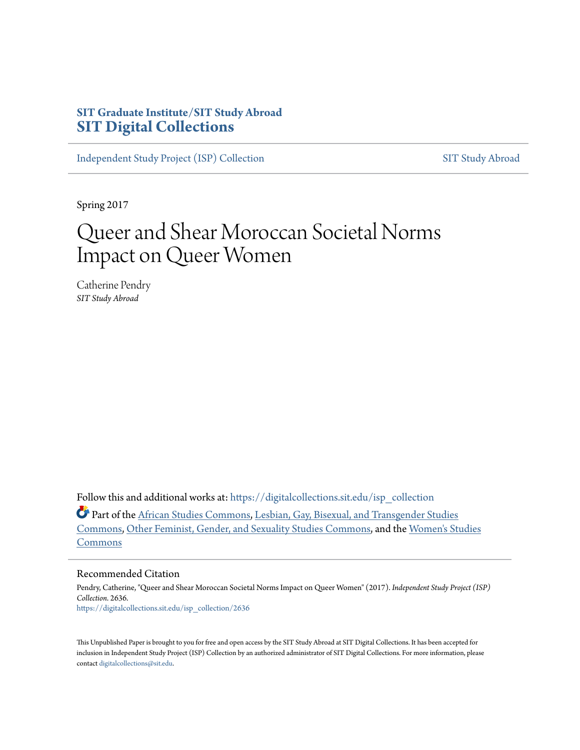**SIT Graduate Institute/SIT Study Abroad**
**SIT Digital Collections**

Independent Study Project (ISP) Collection | SIT Study Abroad

Spring 2017

# Queer and Shear Moroccan Societal Norms Impact on Queer Women

Catherine Pendry
*SIT Study Abroad*

Follow this and additional works at: https://digitalcollections.sit.edu/isp_collection

Part of the African Studies Commons, Lesbian, Gay, Bisexual, and Transgender Studies Commons, Other Feminist, Gender, and Sexuality Studies Commons, and the Women's Studies Commons

## Recommended Citation

Pendry, Catherine, "Queer and Shear Moroccan Societal Norms Impact on Queer Women" (2017). *Independent Study Project (ISP) Collection.* 2636.
https://digitalcollections.sit.edu/isp_collection/2636

This Unpublished Paper is brought to you for free and open access by the SIT Study Abroad at SIT Digital Collections. It has been accepted for inclusion in Independent Study Project (ISP) Collection by an authorized administrator of SIT Digital Collections. For more information, please contact digitalcollections@sit.edu.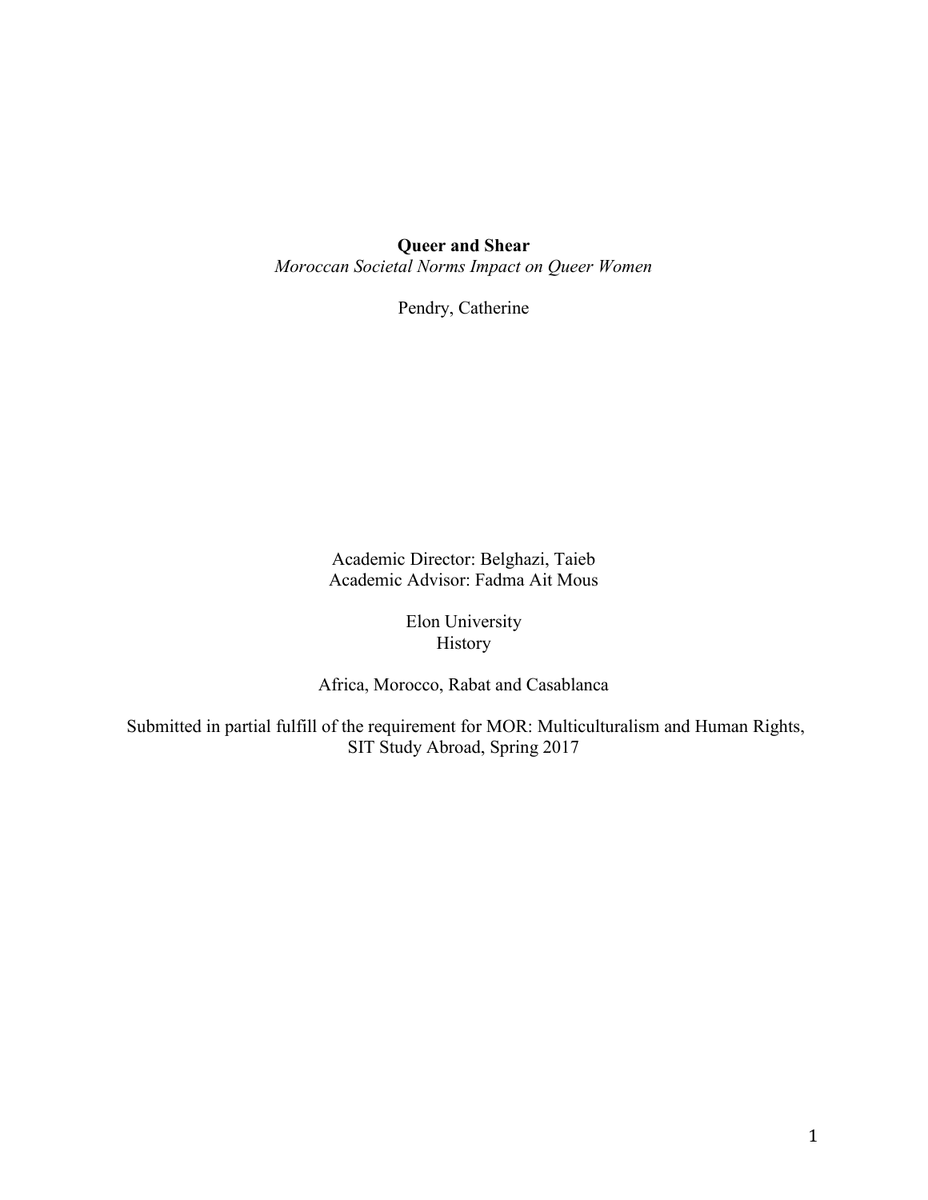**Queer and Shear**

*Moroccan Societal Norms Impact on Queer Women*

Pendry, Catherine

Academic Director: Belghazi, Taieb
Academic Advisor: Fadma Ait Mous

Elon University
History

Africa, Morocco, Rabat and Casablanca

Submitted in partial fulfill of the requirement for MOR: Multiculturalism and Human Rights, SIT Study Abroad, Spring 2017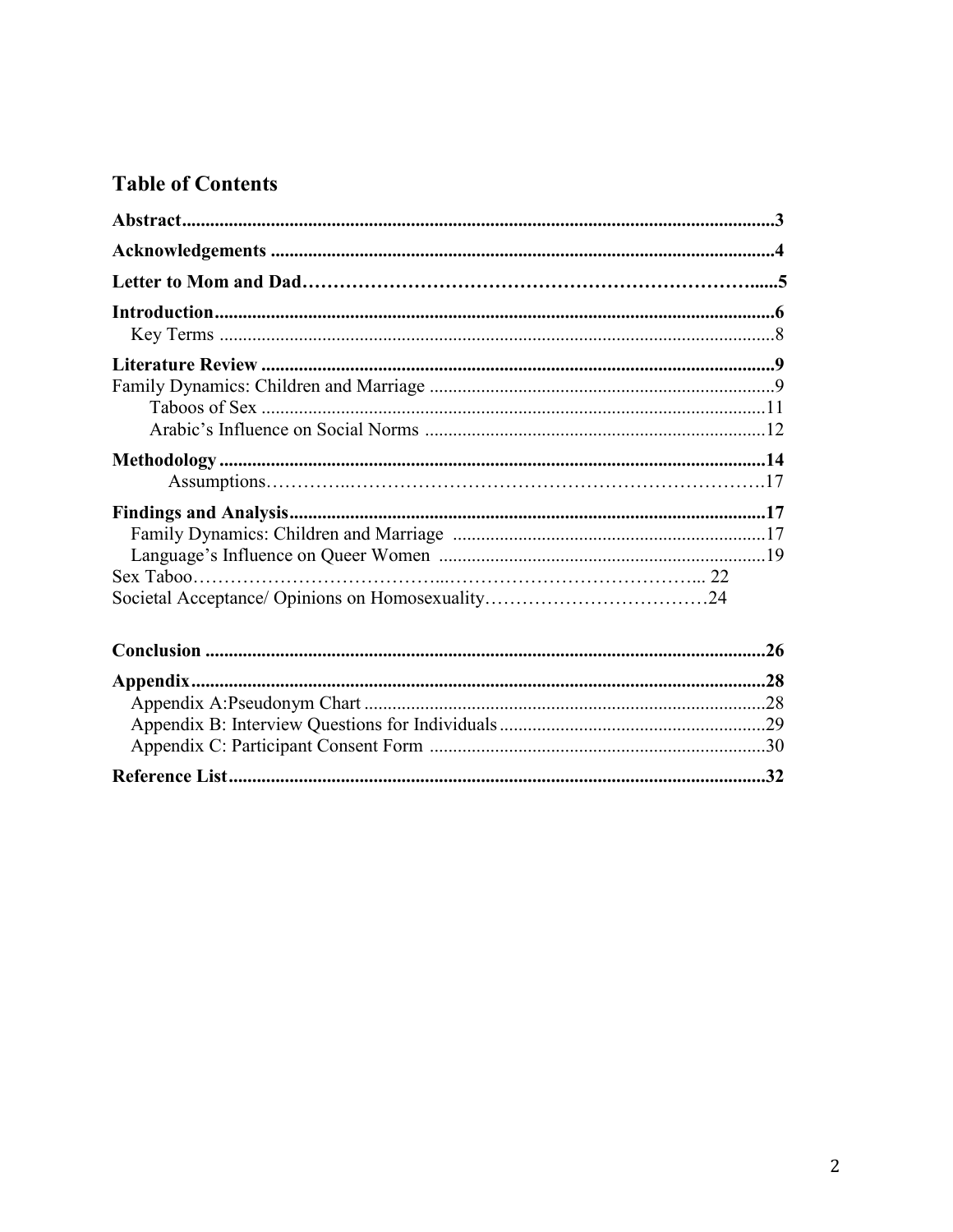## Table of Contents

**Abstract**............................................................................................................................**3**

**Acknowledgements** ..........................................................................................................**4**

**Letter to Mom and Dad**……………………………………………………………….....**5**

**Introduction**......................................................................................................................**6**

Key Terms .......................................................................................................................8

**Literature Review** ............................................................................................................**9**

Family Dynamics: Children and Marriage .........................................................................9

Taboos of Sex ...........................................................................................................11

Arabic's Influence on Social Norms ........................................................................12

**Methodology** ....................................................................................................................**14**

Assumptions…………..…………………………………………………………….17

**Findings and Analysis**.....................................................................................................**17**

Family Dynamics: Children and Marriage ..................................................................17

Language's Influence on Queer Women .....................................................................19

Sex Taboo…………………………………...………………………………….... 22

Societal Acceptance/ Opinions on Homosexuality…………………………….24

**Conclusion** .......................................................................................................................**26**

**Appendix**..........................................................................................................................**28**

Appendix A:Pseudonym Chart .....................................................................................28

Appendix B: Interview Questions for Individuals.........................................................29

Appendix C: Participant Consent Form .......................................................................30

**Reference List**..................................................................................................................**32**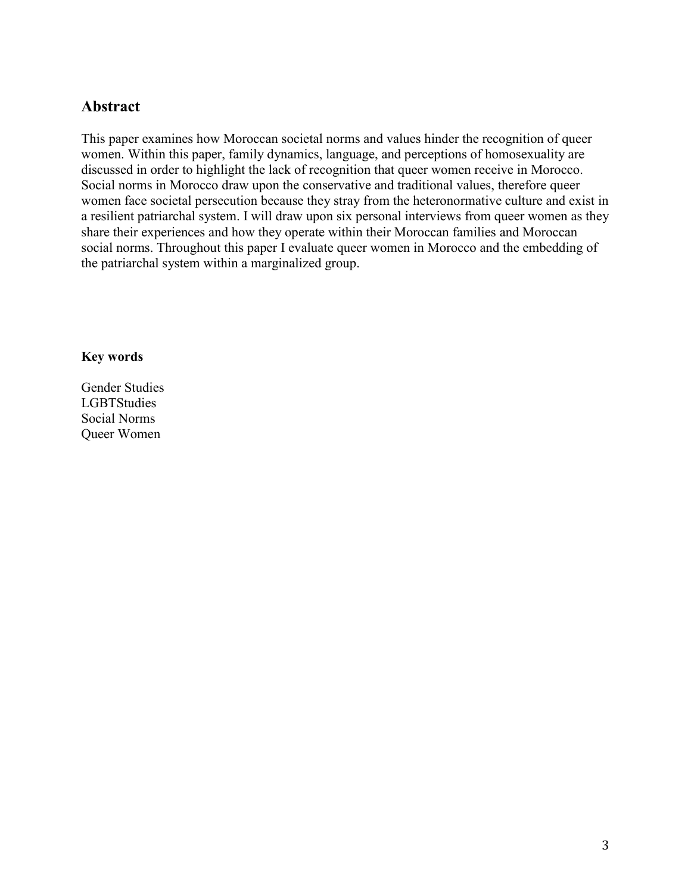## Abstract

This paper examines how Moroccan societal norms and values hinder the recognition of queer women. Within this paper, family dynamics, language, and perceptions of homosexuality are discussed in order to highlight the lack of recognition that queer women receive in Morocco. Social norms in Morocco draw upon the conservative and traditional values, therefore queer women face societal persecution because they stray from the heteronormative culture and exist in a resilient patriarchal system. I will draw upon six personal interviews from queer women as they share their experiences and how they operate within their Moroccan families and Moroccan social norms. Throughout this paper I evaluate queer women in Morocco and the embedding of the patriarchal system within a marginalized group.

**Key words**

Gender Studies
LGBTStudies
Social Norms
Queer Women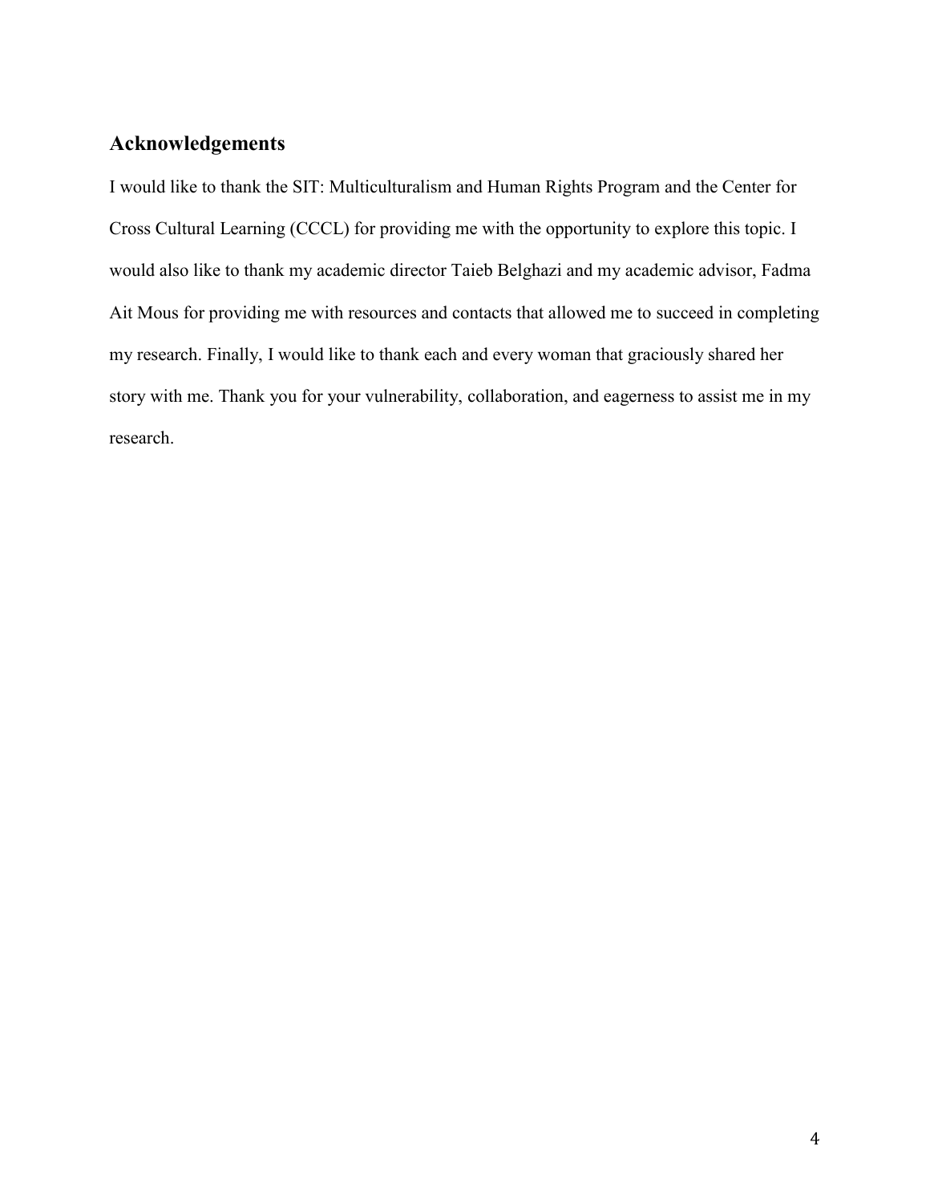## Acknowledgements

I would like to thank the SIT: Multiculturalism and Human Rights Program and the Center for Cross Cultural Learning (CCCL) for providing me with the opportunity to explore this topic. I would also like to thank my academic director Taieb Belghazi and my academic advisor, Fadma Ait Mous for providing me with resources and contacts that allowed me to succeed in completing my research. Finally, I would like to thank each and every woman that graciously shared her story with me. Thank you for your vulnerability, collaboration, and eagerness to assist me in my research.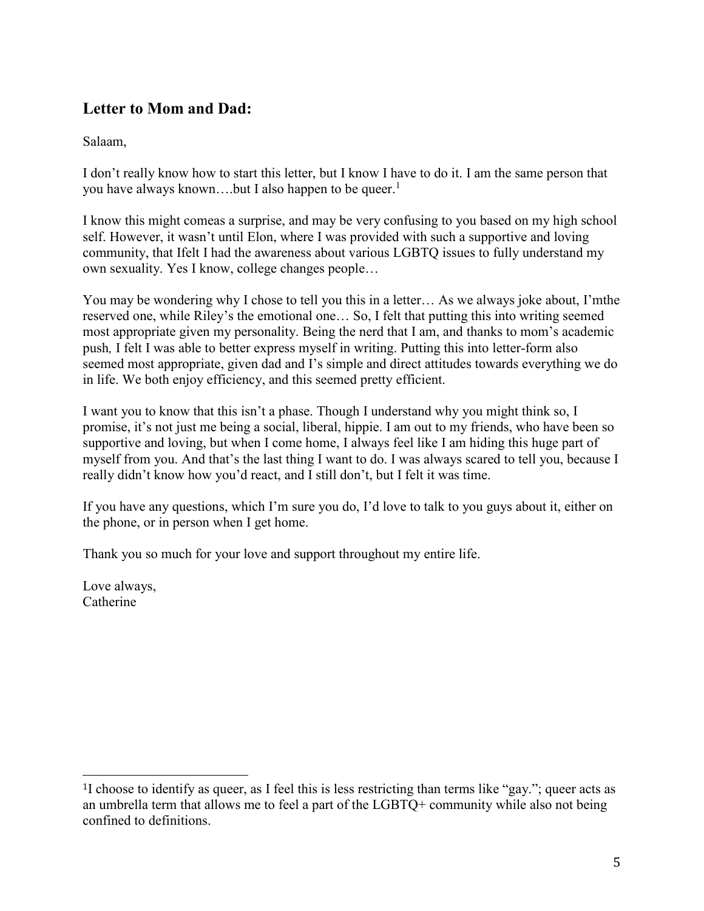## Letter to Mom and Dad:

Salaam,

I don't really know how to start this letter, but I know I have to do it. I am the same person that you have always known….but I also happen to be queer.[1]

I know this might comeas a surprise, and may be very confusing to you based on my high school self. However, it wasn't until Elon, where I was provided with such a supportive and loving community, that Ifelt I had the awareness about various LGBTQ issues to fully understand my own sexuality. Yes I know, college changes people…

You may be wondering why I chose to tell you this in a letter… As we always joke about, I'mthe reserved one, while Riley's the emotional one… So, I felt that putting this into writing seemed most appropriate given my personality. Being the nerd that I am, and thanks to mom's academic push*,* I felt I was able to better express myself in writing. Putting this into letter-form also seemed most appropriate, given dad and I's simple and direct attitudes towards everything we do in life. We both enjoy efficiency, and this seemed pretty efficient.

I want you to know that this isn't a phase. Though I understand why you might think so, I promise, it's not just me being a social, liberal, hippie. I am out to my friends, who have been so supportive and loving, but when I come home, I always feel like I am hiding this huge part of myself from you. And that's the last thing I want to do. I was always scared to tell you, because I really didn't know how you'd react, and I still don't, but I felt it was time.

If you have any questions, which I'm sure you do, I'd love to talk to you guys about it, either on the phone, or in person when I get home.

Thank you so much for your love and support throughout my entire life.

Love always,
Catherine

---

[1] I choose to identify as queer, as I feel this is less restricting than terms like "gay."; queer acts as an umbrella term that allows me to feel a part of the LGBTQ+ community while also not being confined to definitions.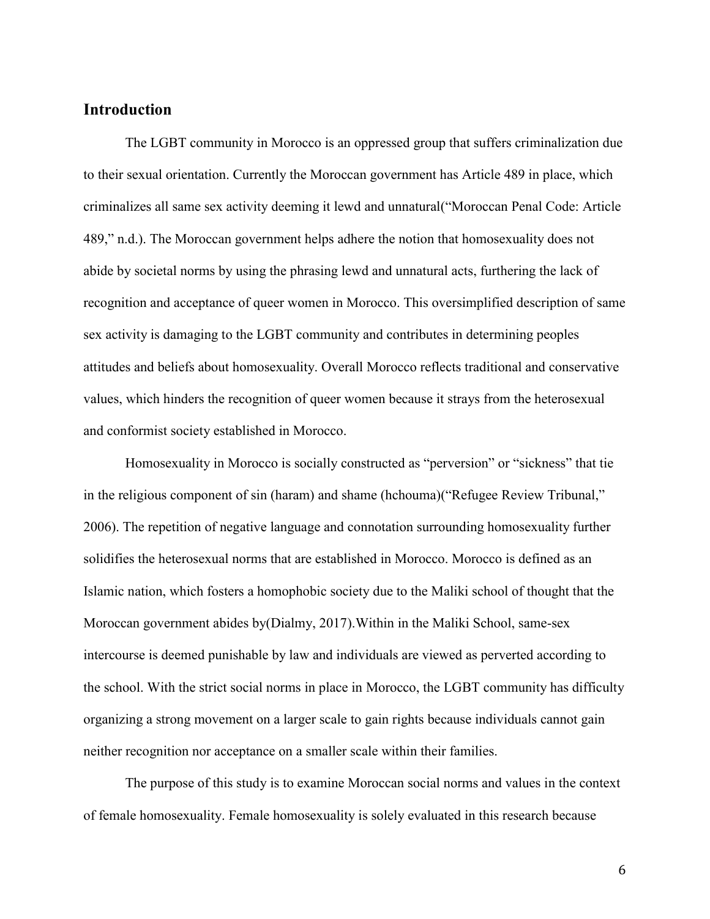## Introduction

The LGBT community in Morocco is an oppressed group that suffers criminalization due to their sexual orientation. Currently the Moroccan government has Article 489 in place, which criminalizes all same sex activity deeming it lewd and unnatural("Moroccan Penal Code: Article 489," n.d.). The Moroccan government helps adhere the notion that homosexuality does not abide by societal norms by using the phrasing lewd and unnatural acts, furthering the lack of recognition and acceptance of queer women in Morocco. This oversimplified description of same sex activity is damaging to the LGBT community and contributes in determining peoples attitudes and beliefs about homosexuality. Overall Morocco reflects traditional and conservative values, which hinders the recognition of queer women because it strays from the heterosexual and conformist society established in Morocco.

Homosexuality in Morocco is socially constructed as "perversion" or "sickness" that tie in the religious component of sin (haram) and shame (hchouma)("Refugee Review Tribunal," 2006). The repetition of negative language and connotation surrounding homosexuality further solidifies the heterosexual norms that are established in Morocco. Morocco is defined as an Islamic nation, which fosters a homophobic society due to the Maliki school of thought that the Moroccan government abides by(Dialmy, 2017).Within in the Maliki School, same-sex intercourse is deemed punishable by law and individuals are viewed as perverted according to the school. With the strict social norms in place in Morocco, the LGBT community has difficulty organizing a strong movement on a larger scale to gain rights because individuals cannot gain neither recognition nor acceptance on a smaller scale within their families.

The purpose of this study is to examine Moroccan social norms and values in the context of female homosexuality. Female homosexuality is solely evaluated in this research because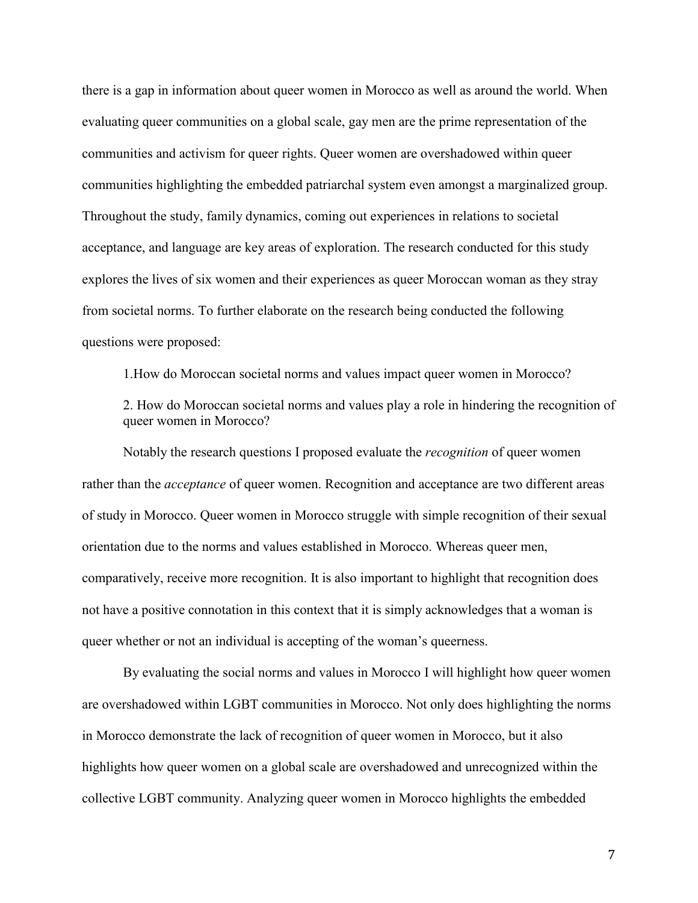there is a gap in information about queer women in Morocco as well as around the world. When evaluating queer communities on a global scale, gay men are the prime representation of the communities and activism for queer rights. Queer women are overshadowed within queer communities highlighting the embedded patriarchal system even amongst a marginalized group. Throughout the study, family dynamics, coming out experiences in relations to societal acceptance, and language are key areas of exploration. The research conducted for this study explores the lives of six women and their experiences as queer Moroccan woman as they stray from societal norms. To further elaborate on the research being conducted the following questions were proposed:

1.How do Moroccan societal norms and values impact queer women in Morocco?

2. How do Moroccan societal norms and values play a role in hindering the recognition of queer women in Morocco?

Notably the research questions I proposed evaluate the *recognition* of queer women rather than the *acceptance* of queer women. Recognition and acceptance are two different areas of study in Morocco. Queer women in Morocco struggle with simple recognition of their sexual orientation due to the norms and values established in Morocco. Whereas queer men, comparatively, receive more recognition. It is also important to highlight that recognition does not have a positive connotation in this context that it is simply acknowledges that a woman is queer whether or not an individual is accepting of the woman's queerness.

By evaluating the social norms and values in Morocco I will highlight how queer women are overshadowed within LGBT communities in Morocco. Not only does highlighting the norms in Morocco demonstrate the lack of recognition of queer women in Morocco, but it also highlights how queer women on a global scale are overshadowed and unrecognized within the collective LGBT community. Analyzing queer women in Morocco highlights the embedded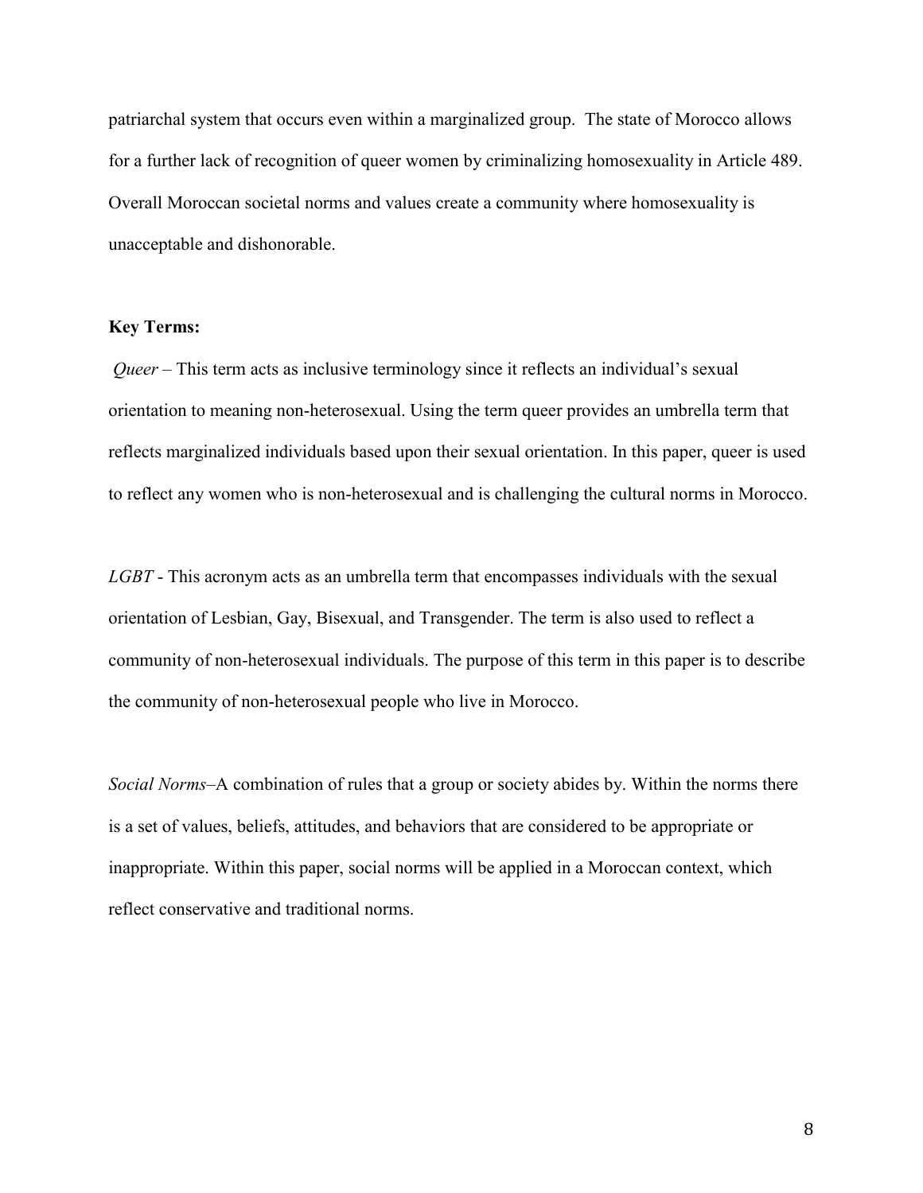patriarchal system that occurs even within a marginalized group. The state of Morocco allows for a further lack of recognition of queer women by criminalizing homosexuality in Article 489. Overall Moroccan societal norms and values create a community where homosexuality is unacceptable and dishonorable.

**Key Terms:**

*Queer* – This term acts as inclusive terminology since it reflects an individual's sexual orientation to meaning non-heterosexual. Using the term queer provides an umbrella term that reflects marginalized individuals based upon their sexual orientation. In this paper, queer is used to reflect any women who is non-heterosexual and is challenging the cultural norms in Morocco.

*LGBT* - This acronym acts as an umbrella term that encompasses individuals with the sexual orientation of Lesbian, Gay, Bisexual, and Transgender. The term is also used to reflect a community of non-heterosexual individuals. The purpose of this term in this paper is to describe the community of non-heterosexual people who live in Morocco.

*Social Norms*–A combination of rules that a group or society abides by. Within the norms there is a set of values, beliefs, attitudes, and behaviors that are considered to be appropriate or inappropriate. Within this paper, social norms will be applied in a Moroccan context, which reflect conservative and traditional norms.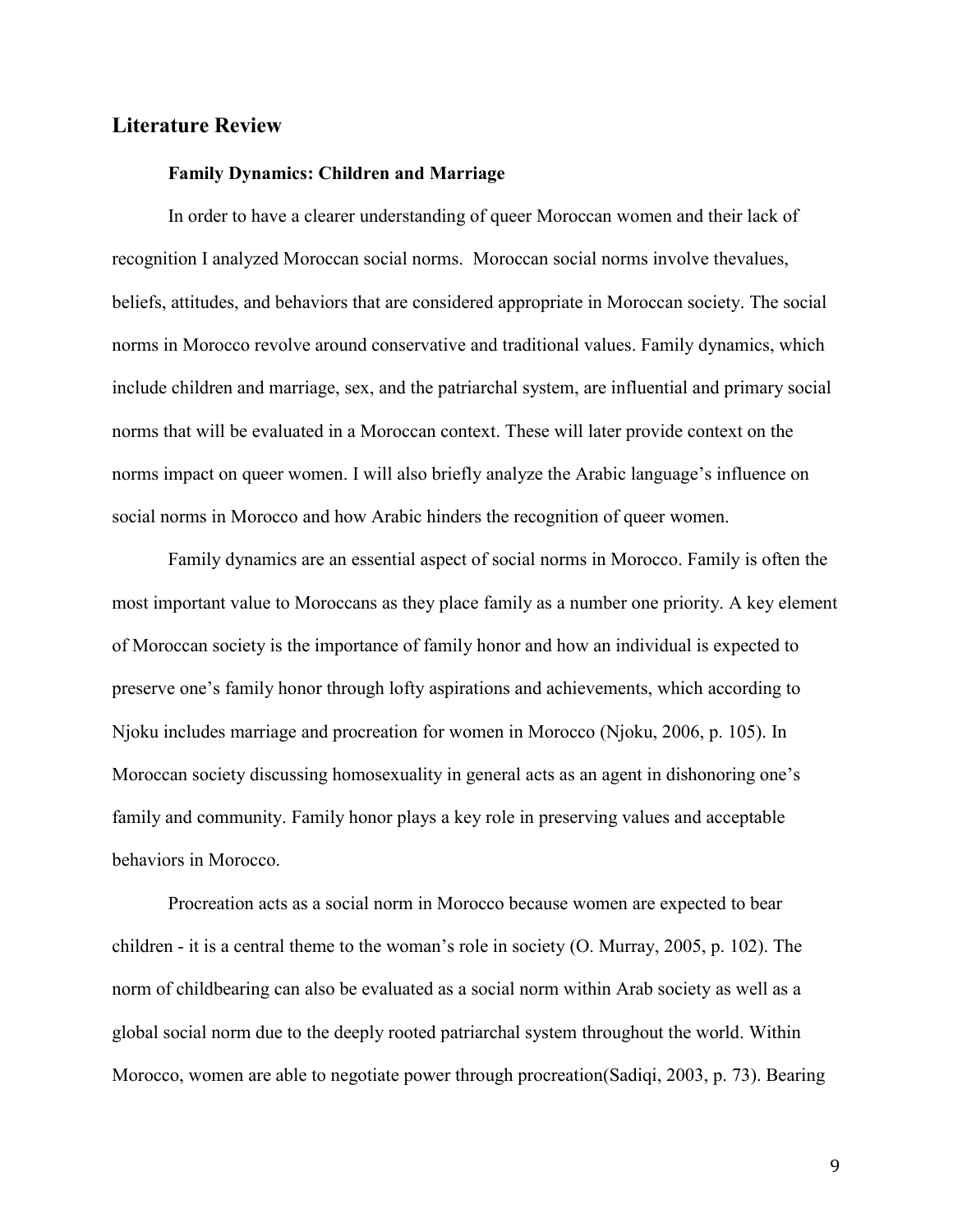## Literature Review

### Family Dynamics: Children and Marriage

In order to have a clearer understanding of queer Moroccan women and their lack of recognition I analyzed Moroccan social norms. Moroccan social norms involve thevalues, beliefs, attitudes, and behaviors that are considered appropriate in Moroccan society. The social norms in Morocco revolve around conservative and traditional values. Family dynamics, which include children and marriage, sex, and the patriarchal system, are influential and primary social norms that will be evaluated in a Moroccan context. These will later provide context on the norms impact on queer women. I will also briefly analyze the Arabic language's influence on social norms in Morocco and how Arabic hinders the recognition of queer women.

Family dynamics are an essential aspect of social norms in Morocco. Family is often the most important value to Moroccans as they place family as a number one priority. A key element of Moroccan society is the importance of family honor and how an individual is expected to preserve one's family honor through lofty aspirations and achievements, which according to Njoku includes marriage and procreation for women in Morocco (Njoku, 2006, p. 105). In Moroccan society discussing homosexuality in general acts as an agent in dishonoring one's family and community. Family honor plays a key role in preserving values and acceptable behaviors in Morocco.

Procreation acts as a social norm in Morocco because women are expected to bear children - it is a central theme to the woman's role in society (O. Murray, 2005, p. 102). The norm of childbearing can also be evaluated as a social norm within Arab society as well as a global social norm due to the deeply rooted patriarchal system throughout the world. Within Morocco, women are able to negotiate power through procreation(Sadiqi, 2003, p. 73). Bearing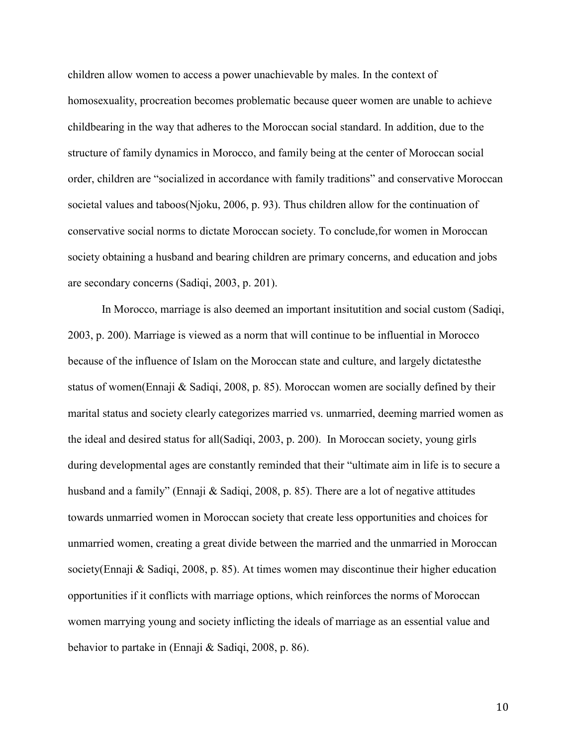children allow women to access a power unachievable by males. In the context of homosexuality, procreation becomes problematic because queer women are unable to achieve childbearing in the way that adheres to the Moroccan social standard. In addition, due to the structure of family dynamics in Morocco, and family being at the center of Moroccan social order, children are "socialized in accordance with family traditions" and conservative Moroccan societal values and taboos(Njoku, 2006, p. 93). Thus children allow for the continuation of conservative social norms to dictate Moroccan society. To conclude,for women in Moroccan society obtaining a husband and bearing children are primary concerns, and education and jobs are secondary concerns (Sadiqi, 2003, p. 201).

In Morocco, marriage is also deemed an important insitutition and social custom (Sadiqi, 2003, p. 200). Marriage is viewed as a norm that will continue to be influential in Morocco because of the influence of Islam on the Moroccan state and culture, and largely dictatesthe status of women(Ennaji & Sadiqi, 2008, p. 85). Moroccan women are socially defined by their marital status and society clearly categorizes married vs. unmarried, deeming married women as the ideal and desired status for all(Sadiqi, 2003, p. 200). In Moroccan society, young girls during developmental ages are constantly reminded that their "ultimate aim in life is to secure a husband and a family" (Ennaji & Sadiqi, 2008, p. 85). There are a lot of negative attitudes towards unmarried women in Moroccan society that create less opportunities and choices for unmarried women, creating a great divide between the married and the unmarried in Moroccan society(Ennaji & Sadiqi, 2008, p. 85). At times women may discontinue their higher education opportunities if it conflicts with marriage options, which reinforces the norms of Moroccan women marrying young and society inflicting the ideals of marriage as an essential value and behavior to partake in (Ennaji & Sadiqi, 2008, p. 86).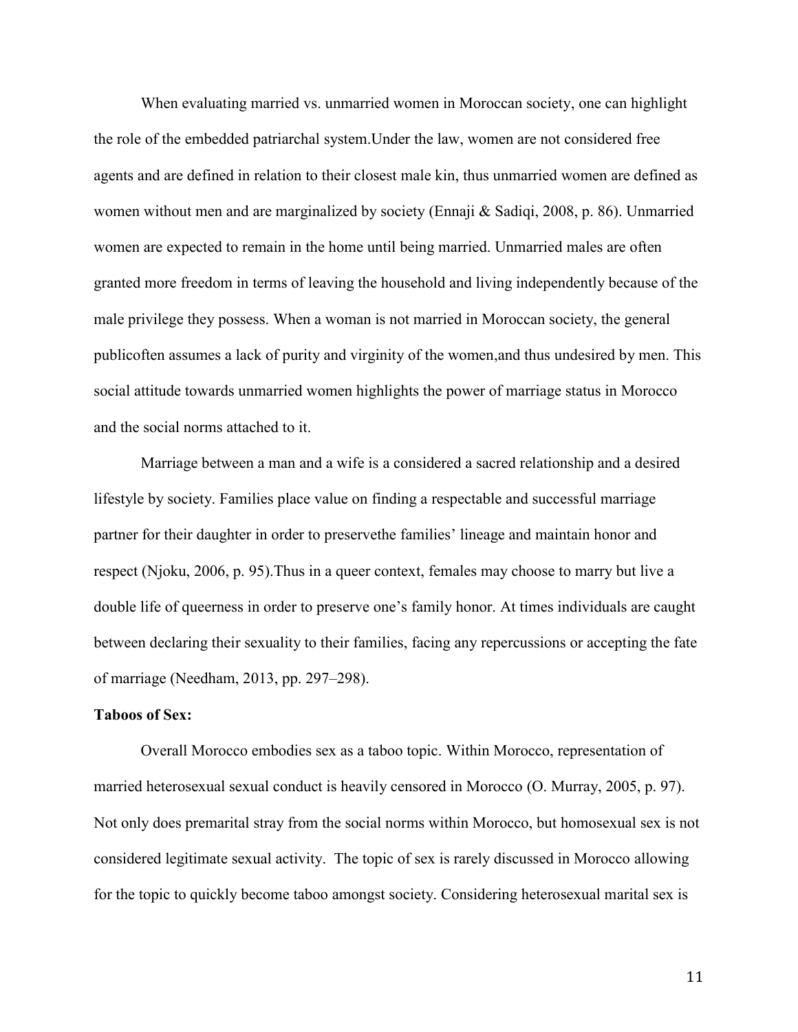When evaluating married vs. unmarried women in Moroccan society, one can highlight the role of the embedded patriarchal system.Under the law, women are not considered free agents and are defined in relation to their closest male kin, thus unmarried women are defined as women without men and are marginalized by society (Ennaji & Sadiqi, 2008, p. 86). Unmarried women are expected to remain in the home until being married. Unmarried males are often granted more freedom in terms of leaving the household and living independently because of the male privilege they possess. When a woman is not married in Moroccan society, the general publicoften assumes a lack of purity and virginity of the women,and thus undesired by men. This social attitude towards unmarried women highlights the power of marriage status in Morocco and the social norms attached to it.

Marriage between a man and a wife is a considered a sacred relationship and a desired lifestyle by society. Families place value on finding a respectable and successful marriage partner for their daughter in order to preservethe families' lineage and maintain honor and respect (Njoku, 2006, p. 95).Thus in a queer context, females may choose to marry but live a double life of queerness in order to preserve one's family honor. At times individuals are caught between declaring their sexuality to their families, facing any repercussions or accepting the fate of marriage (Needham, 2013, pp. 297–298).

**Taboos of Sex:**

Overall Morocco embodies sex as a taboo topic. Within Morocco, representation of married heterosexual sexual conduct is heavily censored in Morocco (O. Murray, 2005, p. 97). Not only does premarital stray from the social norms within Morocco, but homosexual sex is not considered legitimate sexual activity. The topic of sex is rarely discussed in Morocco allowing for the topic to quickly become taboo amongst society. Considering heterosexual marital sex is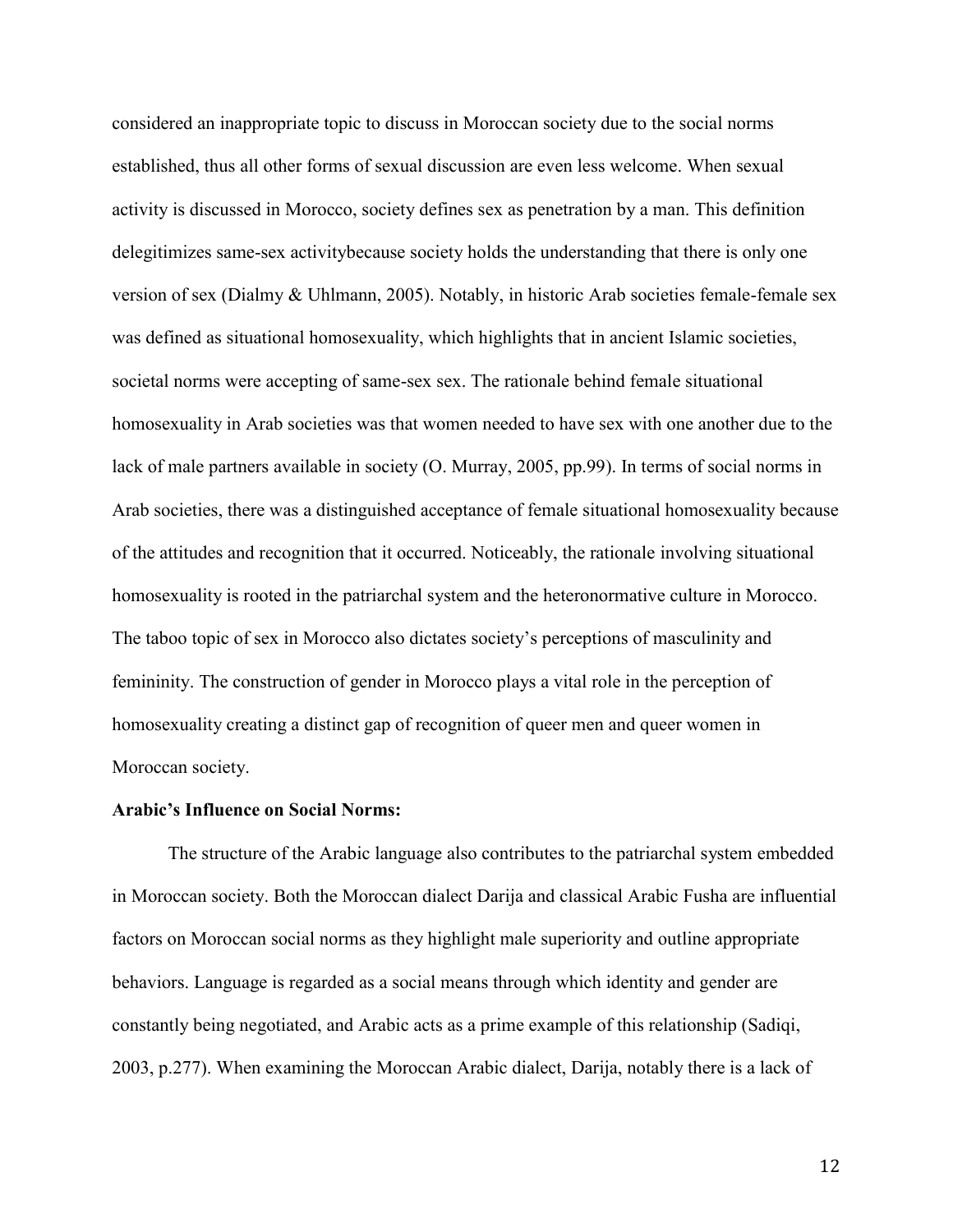considered an inappropriate topic to discuss in Moroccan society due to the social norms established, thus all other forms of sexual discussion are even less welcome. When sexual activity is discussed in Morocco, society defines sex as penetration by a man. This definition delegitimizes same-sex activitybecause society holds the understanding that there is only one version of sex (Dialmy & Uhlmann, 2005). Notably, in historic Arab societies female-female sex was defined as situational homosexuality, which highlights that in ancient Islamic societies, societal norms were accepting of same-sex sex. The rationale behind female situational homosexuality in Arab societies was that women needed to have sex with one another due to the lack of male partners available in society (O. Murray, 2005, pp.99). In terms of social norms in Arab societies, there was a distinguished acceptance of female situational homosexuality because of the attitudes and recognition that it occurred. Noticeably, the rationale involving situational homosexuality is rooted in the patriarchal system and the heteronormative culture in Morocco. The taboo topic of sex in Morocco also dictates society's perceptions of masculinity and femininity. The construction of gender in Morocco plays a vital role in the perception of homosexuality creating a distinct gap of recognition of queer men and queer women in Moroccan society.

**Arabic's Influence on Social Norms:**

The structure of the Arabic language also contributes to the patriarchal system embedded in Moroccan society. Both the Moroccan dialect Darija and classical Arabic Fusha are influential factors on Moroccan social norms as they highlight male superiority and outline appropriate behaviors. Language is regarded as a social means through which identity and gender are constantly being negotiated, and Arabic acts as a prime example of this relationship (Sadiqi, 2003, p.277). When examining the Moroccan Arabic dialect, Darija, notably there is a lack of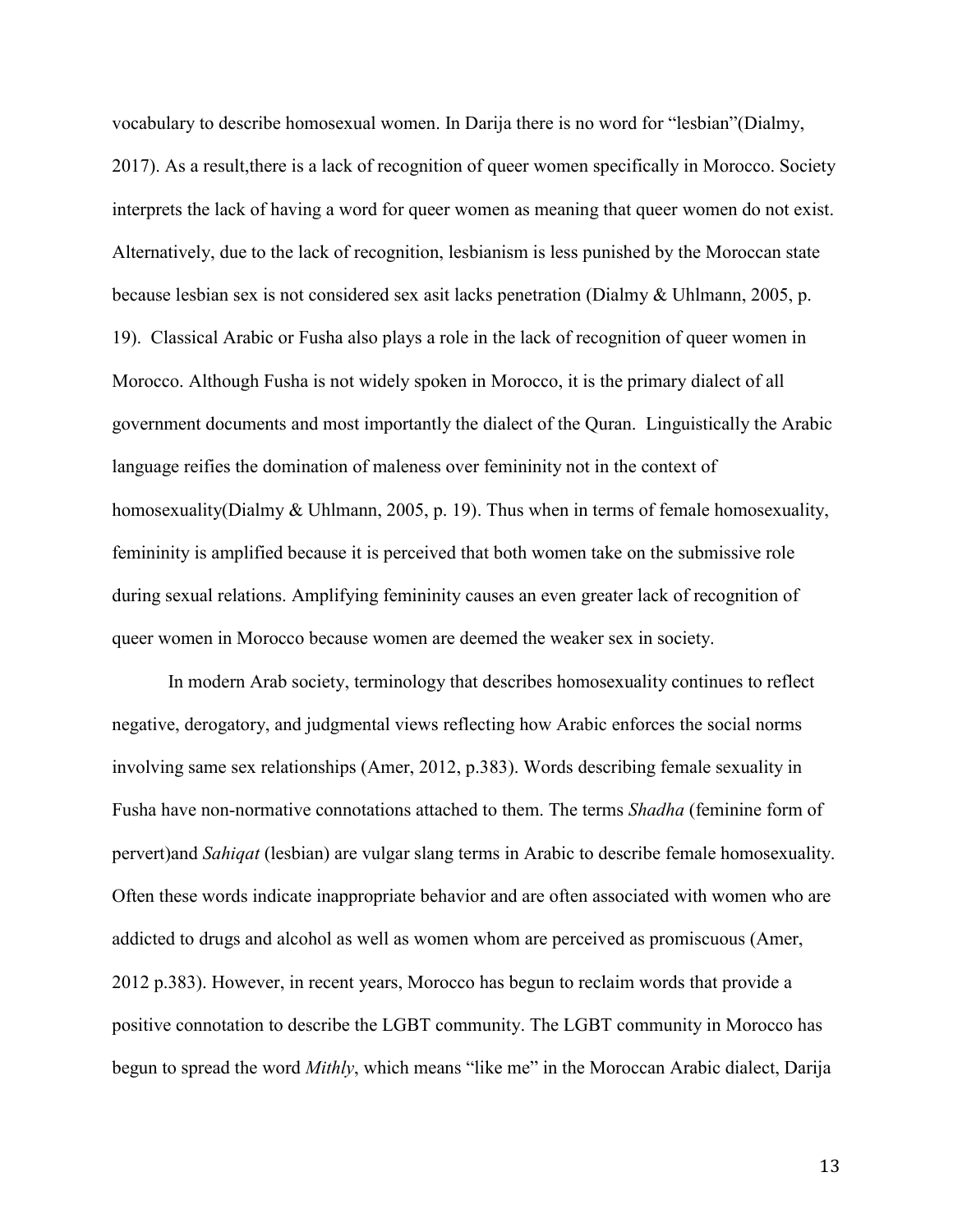vocabulary to describe homosexual women. In Darija there is no word for "lesbian"(Dialmy, 2017). As a result,there is a lack of recognition of queer women specifically in Morocco. Society interprets the lack of having a word for queer women as meaning that queer women do not exist. Alternatively, due to the lack of recognition, lesbianism is less punished by the Moroccan state because lesbian sex is not considered sex asit lacks penetration (Dialmy & Uhlmann, 2005, p. 19). Classical Arabic or Fusha also plays a role in the lack of recognition of queer women in Morocco. Although Fusha is not widely spoken in Morocco, it is the primary dialect of all government documents and most importantly the dialect of the Quran. Linguistically the Arabic language reifies the domination of maleness over femininity not in the context of homosexuality(Dialmy & Uhlmann, 2005, p. 19). Thus when in terms of female homosexuality, femininity is amplified because it is perceived that both women take on the submissive role during sexual relations. Amplifying femininity causes an even greater lack of recognition of queer women in Morocco because women are deemed the weaker sex in society.

In modern Arab society, terminology that describes homosexuality continues to reflect negative, derogatory, and judgmental views reflecting how Arabic enforces the social norms involving same sex relationships (Amer, 2012, p.383). Words describing female sexuality in Fusha have non-normative connotations attached to them. The terms *Shadha* (feminine form of pervert)and *Sahiqat* (lesbian) are vulgar slang terms in Arabic to describe female homosexuality. Often these words indicate inappropriate behavior and are often associated with women who are addicted to drugs and alcohol as well as women whom are perceived as promiscuous (Amer, 2012 p.383). However, in recent years, Morocco has begun to reclaim words that provide a positive connotation to describe the LGBT community. The LGBT community in Morocco has begun to spread the word *Mithly*, which means "like me" in the Moroccan Arabic dialect, Darija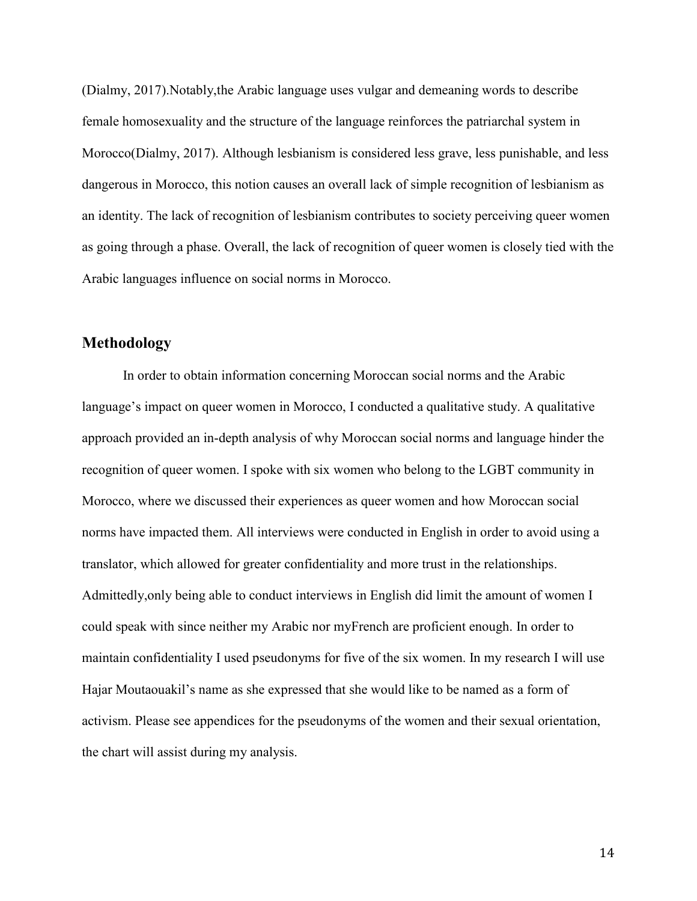(Dialmy, 2017).Notably,the Arabic language uses vulgar and demeaning words to describe female homosexuality and the structure of the language reinforces the patriarchal system in Morocco(Dialmy, 2017). Although lesbianism is considered less grave, less punishable, and less dangerous in Morocco, this notion causes an overall lack of simple recognition of lesbianism as an identity. The lack of recognition of lesbianism contributes to society perceiving queer women as going through a phase. Overall, the lack of recognition of queer women is closely tied with the Arabic languages influence on social norms in Morocco.

## Methodology

In order to obtain information concerning Moroccan social norms and the Arabic language's impact on queer women in Morocco, I conducted a qualitative study. A qualitative approach provided an in-depth analysis of why Moroccan social norms and language hinder the recognition of queer women. I spoke with six women who belong to the LGBT community in Morocco, where we discussed their experiences as queer women and how Moroccan social norms have impacted them. All interviews were conducted in English in order to avoid using a translator, which allowed for greater confidentiality and more trust in the relationships. Admittedly,only being able to conduct interviews in English did limit the amount of women I could speak with since neither my Arabic nor myFrench are proficient enough. In order to maintain confidentiality I used pseudonyms for five of the six women. In my research I will use Hajar Moutaouakil's name as she expressed that she would like to be named as a form of activism. Please see appendices for the pseudonyms of the women and their sexual orientation, the chart will assist during my analysis.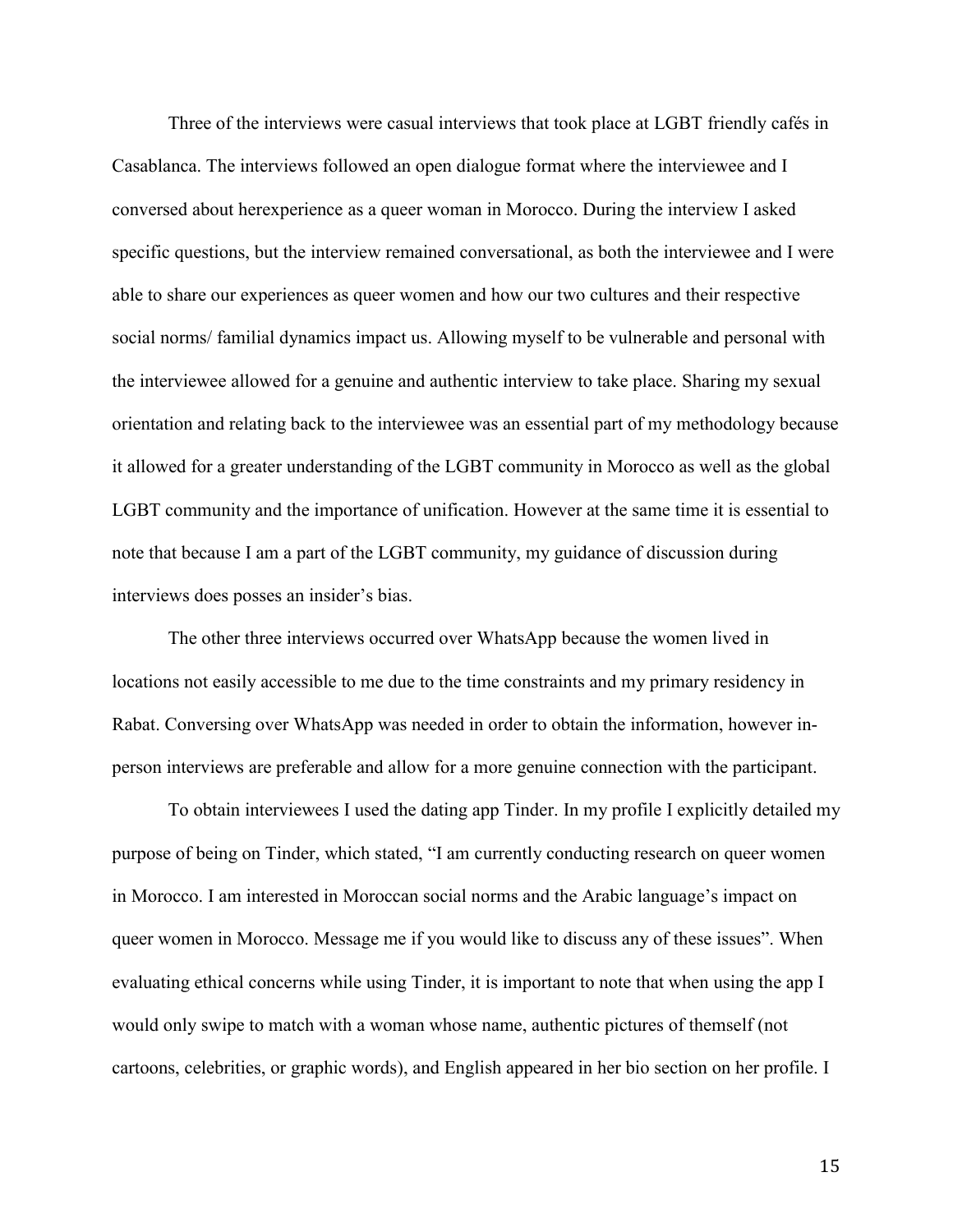Three of the interviews were casual interviews that took place at LGBT friendly cafés in Casablanca. The interviews followed an open dialogue format where the interviewee and I conversed about herexperience as a queer woman in Morocco. During the interview I asked specific questions, but the interview remained conversational, as both the interviewee and I were able to share our experiences as queer women and how our two cultures and their respective social norms/ familial dynamics impact us. Allowing myself to be vulnerable and personal with the interviewee allowed for a genuine and authentic interview to take place. Sharing my sexual orientation and relating back to the interviewee was an essential part of my methodology because it allowed for a greater understanding of the LGBT community in Morocco as well as the global LGBT community and the importance of unification. However at the same time it is essential to note that because I am a part of the LGBT community, my guidance of discussion during interviews does posses an insider's bias.

The other three interviews occurred over WhatsApp because the women lived in locations not easily accessible to me due to the time constraints and my primary residency in Rabat. Conversing over WhatsApp was needed in order to obtain the information, however in-person interviews are preferable and allow for a more genuine connection with the participant.

To obtain interviewees I used the dating app Tinder. In my profile I explicitly detailed my purpose of being on Tinder, which stated, "I am currently conducting research on queer women in Morocco. I am interested in Moroccan social norms and the Arabic language's impact on queer women in Morocco. Message me if you would like to discuss any of these issues". When evaluating ethical concerns while using Tinder, it is important to note that when using the app I would only swipe to match with a woman whose name, authentic pictures of themself (not cartoons, celebrities, or graphic words), and English appeared in her bio section on her profile. I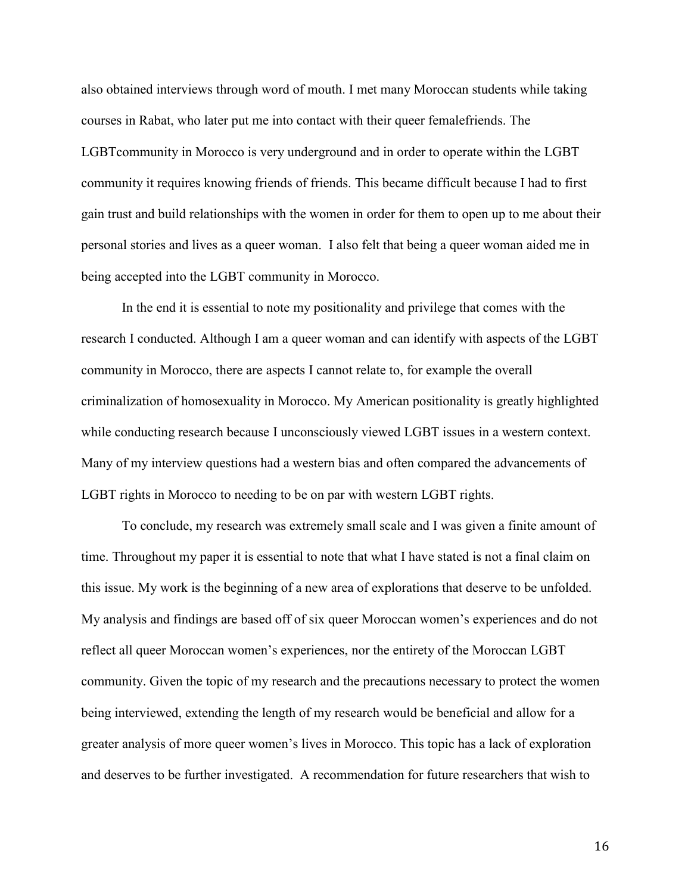also obtained interviews through word of mouth. I met many Moroccan students while taking courses in Rabat, who later put me into contact with their queer femalefriends. The LGBTcommunity in Morocco is very underground and in order to operate within the LGBT community it requires knowing friends of friends. This became difficult because I had to first gain trust and build relationships with the women in order for them to open up to me about their personal stories and lives as a queer woman. I also felt that being a queer woman aided me in being accepted into the LGBT community in Morocco.

In the end it is essential to note my positionality and privilege that comes with the research I conducted. Although I am a queer woman and can identify with aspects of the LGBT community in Morocco, there are aspects I cannot relate to, for example the overall criminalization of homosexuality in Morocco. My American positionality is greatly highlighted while conducting research because I unconsciously viewed LGBT issues in a western context. Many of my interview questions had a western bias and often compared the advancements of LGBT rights in Morocco to needing to be on par with western LGBT rights.

To conclude, my research was extremely small scale and I was given a finite amount of time. Throughout my paper it is essential to note that what I have stated is not a final claim on this issue. My work is the beginning of a new area of explorations that deserve to be unfolded. My analysis and findings are based off of six queer Moroccan women's experiences and do not reflect all queer Moroccan women's experiences, nor the entirety of the Moroccan LGBT community. Given the topic of my research and the precautions necessary to protect the women being interviewed, extending the length of my research would be beneficial and allow for a greater analysis of more queer women's lives in Morocco. This topic has a lack of exploration and deserves to be further investigated. A recommendation for future researchers that wish to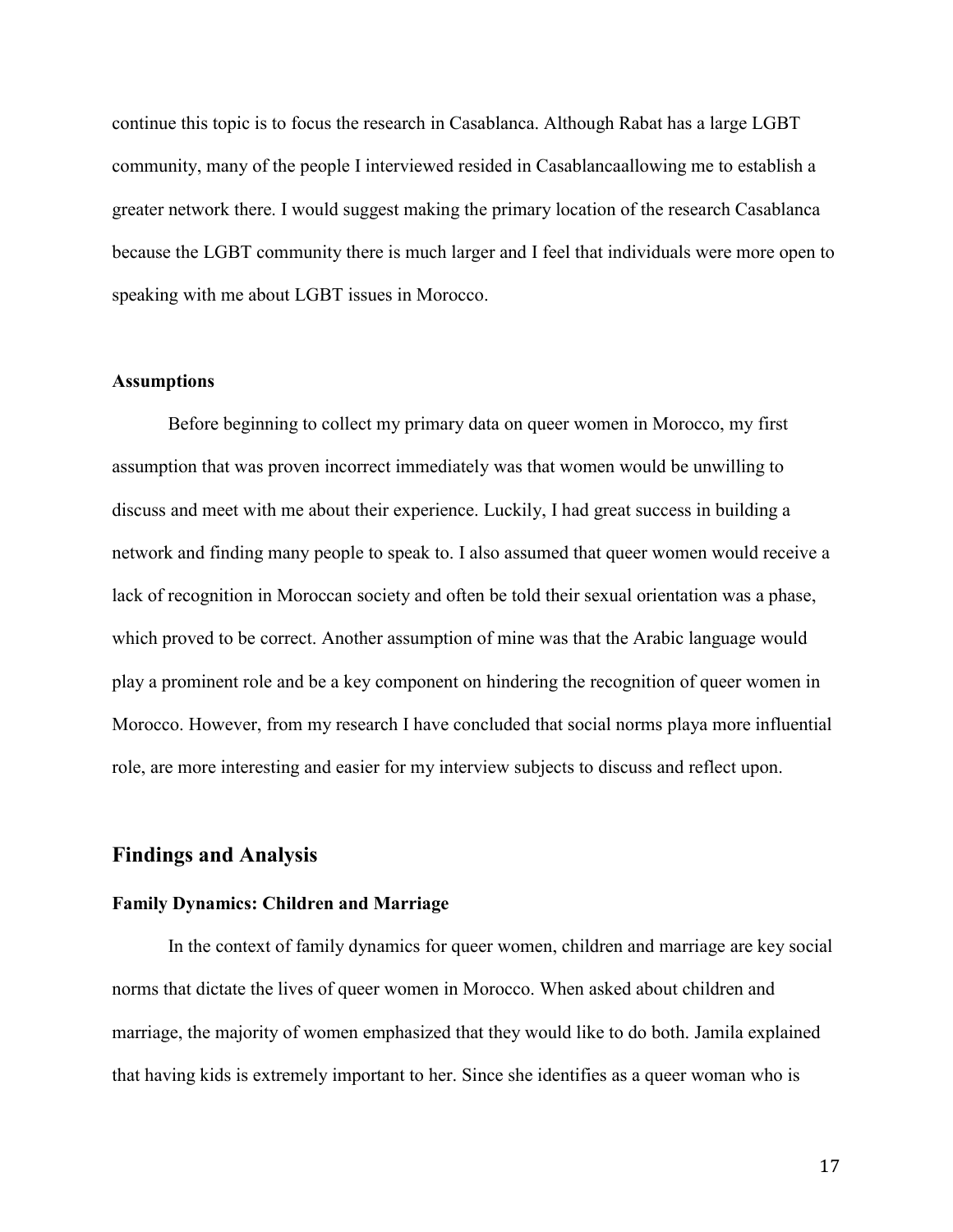continue this topic is to focus the research in Casablanca. Although Rabat has a large LGBT community, many of the people I interviewed resided in Casablancaallowing me to establish a greater network there. I would suggest making the primary location of the research Casablanca because the LGBT community there is much larger and I feel that individuals were more open to speaking with me about LGBT issues in Morocco.

### Assumptions

Before beginning to collect my primary data on queer women in Morocco, my first assumption that was proven incorrect immediately was that women would be unwilling to discuss and meet with me about their experience. Luckily, I had great success in building a network and finding many people to speak to. I also assumed that queer women would receive a lack of recognition in Moroccan society and often be told their sexual orientation was a phase, which proved to be correct. Another assumption of mine was that the Arabic language would play a prominent role and be a key component on hindering the recognition of queer women in Morocco. However, from my research I have concluded that social norms playa more influential role, are more interesting and easier for my interview subjects to discuss and reflect upon.

## Findings and Analysis

### Family Dynamics: Children and Marriage

In the context of family dynamics for queer women, children and marriage are key social norms that dictate the lives of queer women in Morocco. When asked about children and marriage, the majority of women emphasized that they would like to do both. Jamila explained that having kids is extremely important to her. Since she identifies as a queer woman who is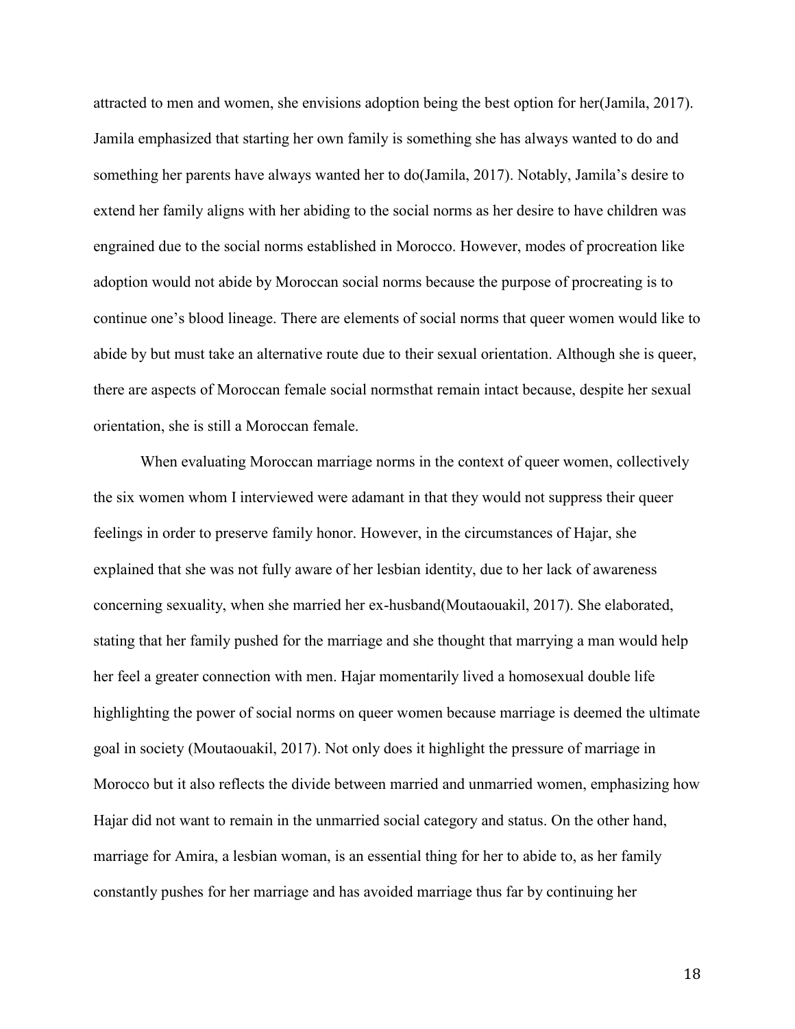attracted to men and women, she envisions adoption being the best option for her(Jamila, 2017). Jamila emphasized that starting her own family is something she has always wanted to do and something her parents have always wanted her to do(Jamila, 2017). Notably, Jamila's desire to extend her family aligns with her abiding to the social norms as her desire to have children was engrained due to the social norms established in Morocco. However, modes of procreation like adoption would not abide by Moroccan social norms because the purpose of procreating is to continue one's blood lineage. There are elements of social norms that queer women would like to abide by but must take an alternative route due to their sexual orientation. Although she is queer, there are aspects of Moroccan female social normsthat remain intact because, despite her sexual orientation, she is still a Moroccan female.

When evaluating Moroccan marriage norms in the context of queer women, collectively the six women whom I interviewed were adamant in that they would not suppress their queer feelings in order to preserve family honor. However, in the circumstances of Hajar, she explained that she was not fully aware of her lesbian identity, due to her lack of awareness concerning sexuality, when she married her ex-husband(Moutaouakil, 2017). She elaborated, stating that her family pushed for the marriage and she thought that marrying a man would help her feel a greater connection with men. Hajar momentarily lived a homosexual double life highlighting the power of social norms on queer women because marriage is deemed the ultimate goal in society (Moutaouakil, 2017). Not only does it highlight the pressure of marriage in Morocco but it also reflects the divide between married and unmarried women, emphasizing how Hajar did not want to remain in the unmarried social category and status. On the other hand, marriage for Amira, a lesbian woman, is an essential thing for her to abide to, as her family constantly pushes for her marriage and has avoided marriage thus far by continuing her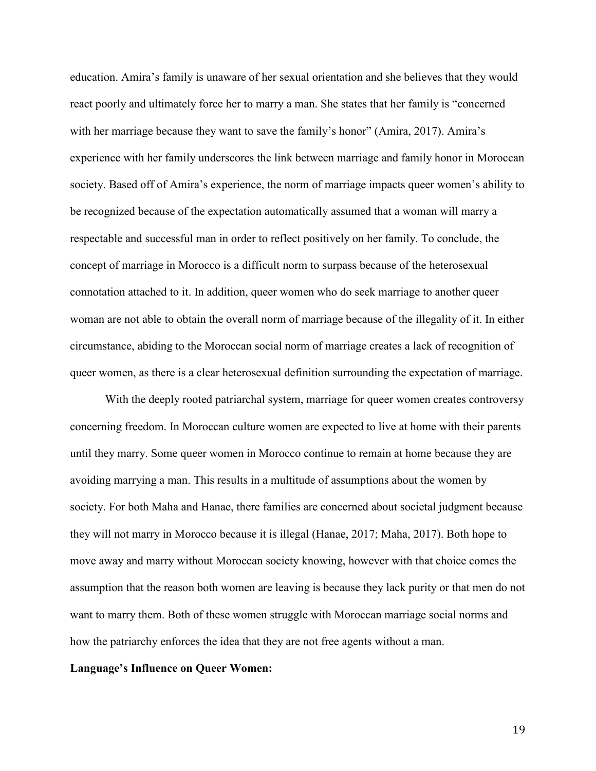education. Amira's family is unaware of her sexual orientation and she believes that they would react poorly and ultimately force her to marry a man. She states that her family is "concerned with her marriage because they want to save the family's honor" (Amira, 2017). Amira's experience with her family underscores the link between marriage and family honor in Moroccan society. Based off of Amira's experience, the norm of marriage impacts queer women's ability to be recognized because of the expectation automatically assumed that a woman will marry a respectable and successful man in order to reflect positively on her family. To conclude, the concept of marriage in Morocco is a difficult norm to surpass because of the heterosexual connotation attached to it. In addition, queer women who do seek marriage to another queer woman are not able to obtain the overall norm of marriage because of the illegality of it. In either circumstance, abiding to the Moroccan social norm of marriage creates a lack of recognition of queer women, as there is a clear heterosexual definition surrounding the expectation of marriage.

With the deeply rooted patriarchal system, marriage for queer women creates controversy concerning freedom. In Moroccan culture women are expected to live at home with their parents until they marry. Some queer women in Morocco continue to remain at home because they are avoiding marrying a man. This results in a multitude of assumptions about the women by society. For both Maha and Hanae, there families are concerned about societal judgment because they will not marry in Morocco because it is illegal (Hanae, 2017; Maha, 2017). Both hope to move away and marry without Moroccan society knowing, however with that choice comes the assumption that the reason both women are leaving is because they lack purity or that men do not want to marry them. Both of these women struggle with Moroccan marriage social norms and how the patriarchy enforces the idea that they are not free agents without a man.

**Language's Influence on Queer Women:**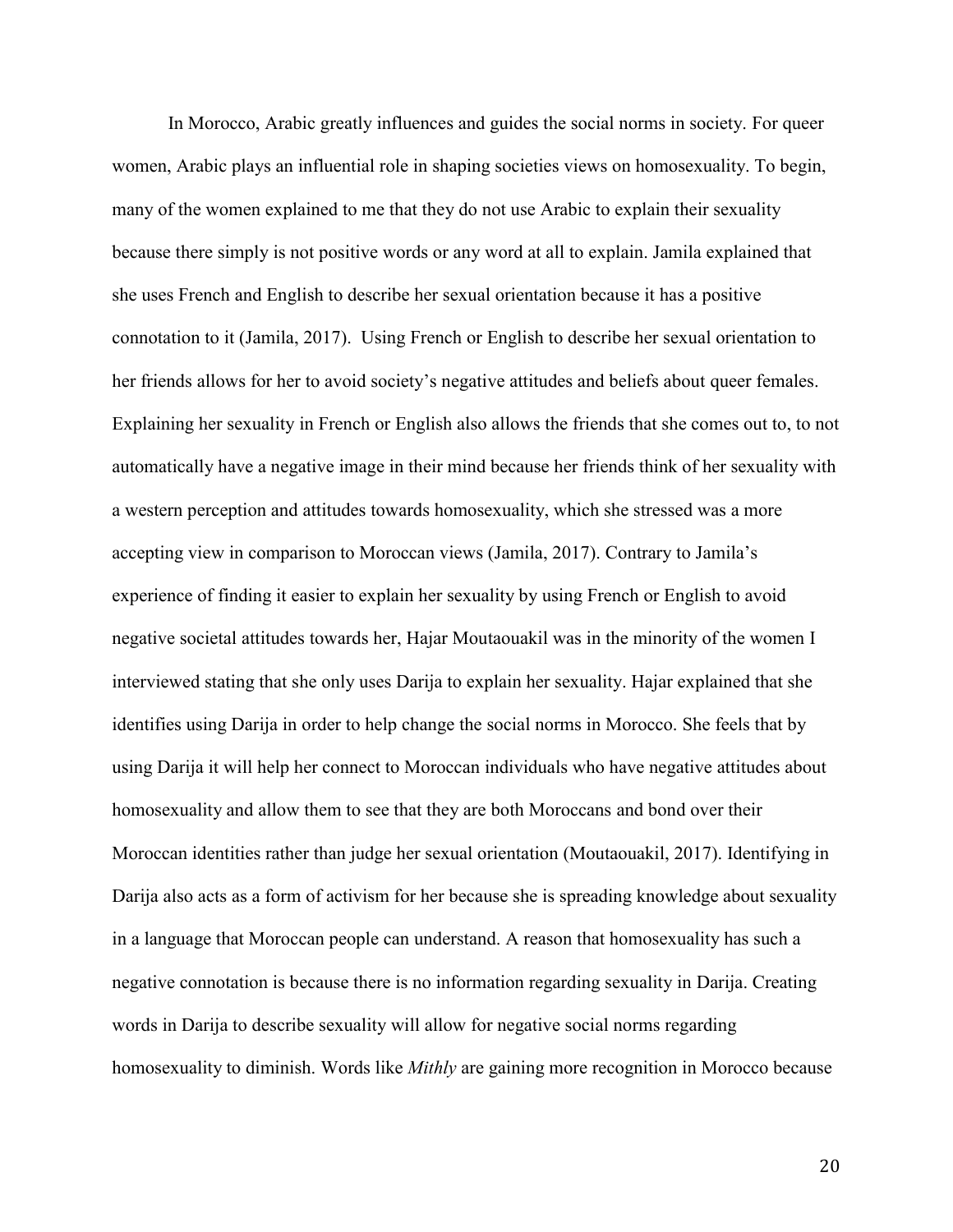In Morocco, Arabic greatly influences and guides the social norms in society. For queer women, Arabic plays an influential role in shaping societies views on homosexuality. To begin, many of the women explained to me that they do not use Arabic to explain their sexuality because there simply is not positive words or any word at all to explain. Jamila explained that she uses French and English to describe her sexual orientation because it has a positive connotation to it (Jamila, 2017). Using French or English to describe her sexual orientation to her friends allows for her to avoid society's negative attitudes and beliefs about queer females. Explaining her sexuality in French or English also allows the friends that she comes out to, to not automatically have a negative image in their mind because her friends think of her sexuality with a western perception and attitudes towards homosexuality, which she stressed was a more accepting view in comparison to Moroccan views (Jamila, 2017). Contrary to Jamila's experience of finding it easier to explain her sexuality by using French or English to avoid negative societal attitudes towards her, Hajar Moutaouakil was in the minority of the women I interviewed stating that she only uses Darija to explain her sexuality. Hajar explained that she identifies using Darija in order to help change the social norms in Morocco. She feels that by using Darija it will help her connect to Moroccan individuals who have negative attitudes about homosexuality and allow them to see that they are both Moroccans and bond over their Moroccan identities rather than judge her sexual orientation (Moutaouakil, 2017). Identifying in Darija also acts as a form of activism for her because she is spreading knowledge about sexuality in a language that Moroccan people can understand. A reason that homosexuality has such a negative connotation is because there is no information regarding sexuality in Darija. Creating words in Darija to describe sexuality will allow for negative social norms regarding homosexuality to diminish. Words like *Mithly* are gaining more recognition in Morocco because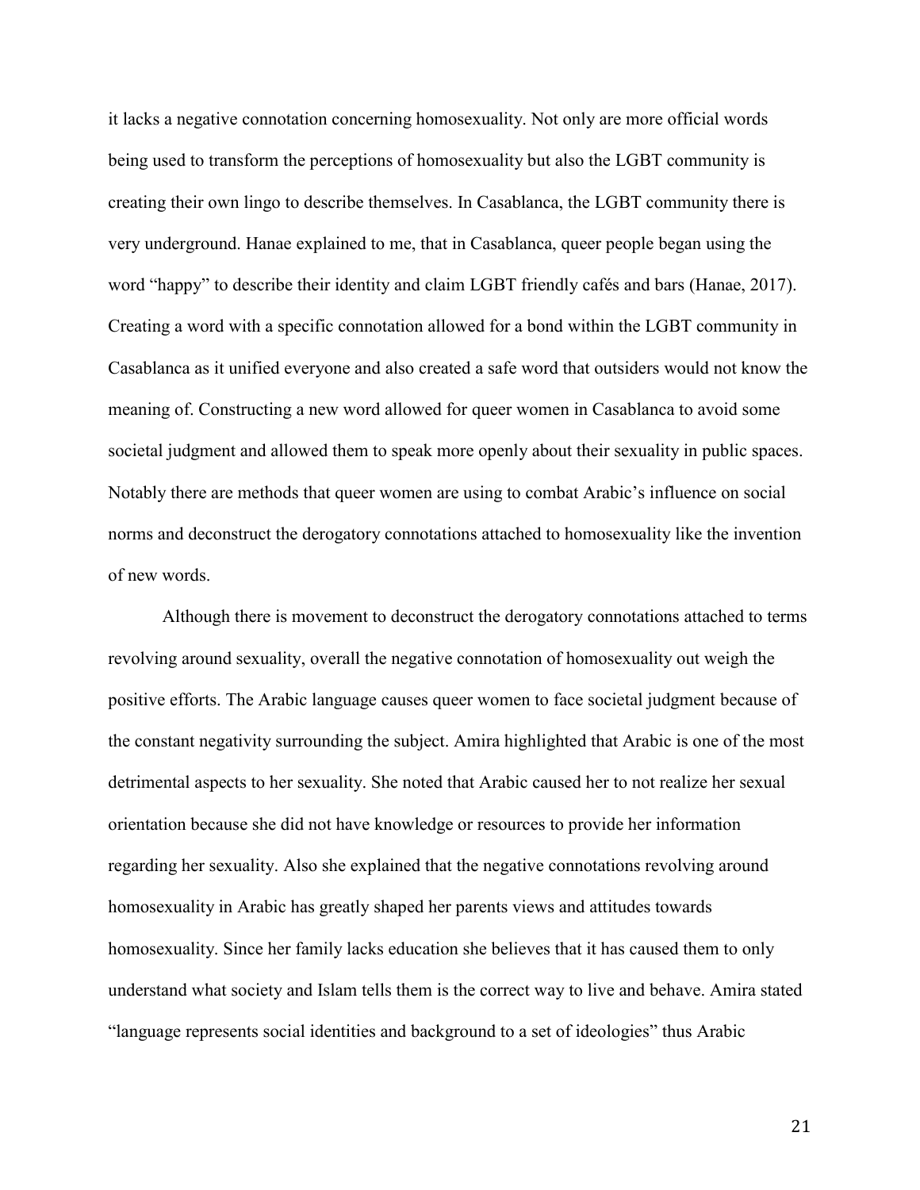it lacks a negative connotation concerning homosexuality. Not only are more official words being used to transform the perceptions of homosexuality but also the LGBT community is creating their own lingo to describe themselves. In Casablanca, the LGBT community there is very underground. Hanae explained to me, that in Casablanca, queer people began using the word "happy" to describe their identity and claim LGBT friendly cafés and bars (Hanae, 2017). Creating a word with a specific connotation allowed for a bond within the LGBT community in Casablanca as it unified everyone and also created a safe word that outsiders would not know the meaning of. Constructing a new word allowed for queer women in Casablanca to avoid some societal judgment and allowed them to speak more openly about their sexuality in public spaces. Notably there are methods that queer women are using to combat Arabic's influence on social norms and deconstruct the derogatory connotations attached to homosexuality like the invention of new words.

Although there is movement to deconstruct the derogatory connotations attached to terms revolving around sexuality, overall the negative connotation of homosexuality out weigh the positive efforts. The Arabic language causes queer women to face societal judgment because of the constant negativity surrounding the subject. Amira highlighted that Arabic is one of the most detrimental aspects to her sexuality. She noted that Arabic caused her to not realize her sexual orientation because she did not have knowledge or resources to provide her information regarding her sexuality. Also she explained that the negative connotations revolving around homosexuality in Arabic has greatly shaped her parents views and attitudes towards homosexuality. Since her family lacks education she believes that it has caused them to only understand what society and Islam tells them is the correct way to live and behave. Amira stated "language represents social identities and background to a set of ideologies" thus Arabic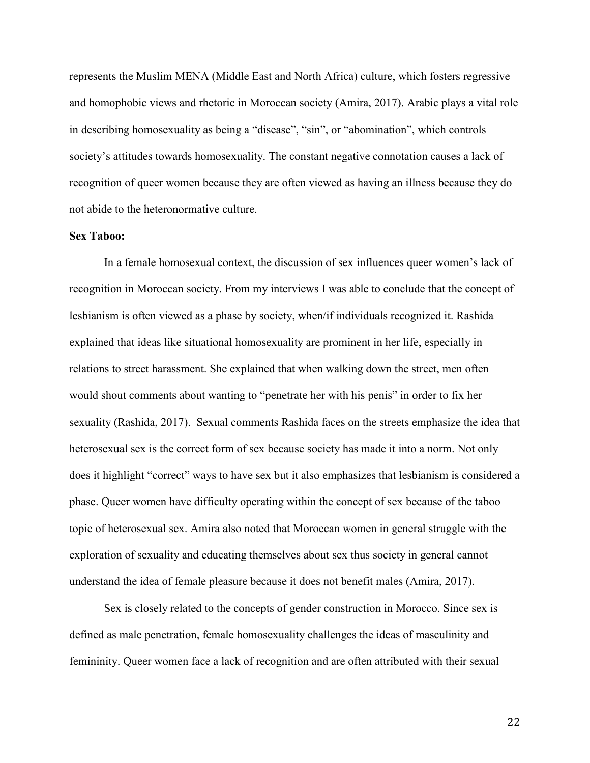represents the Muslim MENA (Middle East and North Africa) culture, which fosters regressive and homophobic views and rhetoric in Moroccan society (Amira, 2017). Arabic plays a vital role in describing homosexuality as being a "disease", "sin", or "abomination", which controls society's attitudes towards homosexuality. The constant negative connotation causes a lack of recognition of queer women because they are often viewed as having an illness because they do not abide to the heteronormative culture.

**Sex Taboo:**

In a female homosexual context, the discussion of sex influences queer women's lack of recognition in Moroccan society. From my interviews I was able to conclude that the concept of lesbianism is often viewed as a phase by society, when/if individuals recognized it. Rashida explained that ideas like situational homosexuality are prominent in her life, especially in relations to street harassment. She explained that when walking down the street, men often would shout comments about wanting to "penetrate her with his penis" in order to fix her sexuality (Rashida, 2017). Sexual comments Rashida faces on the streets emphasize the idea that heterosexual sex is the correct form of sex because society has made it into a norm. Not only does it highlight "correct" ways to have sex but it also emphasizes that lesbianism is considered a phase. Queer women have difficulty operating within the concept of sex because of the taboo topic of heterosexual sex. Amira also noted that Moroccan women in general struggle with the exploration of sexuality and educating themselves about sex thus society in general cannot understand the idea of female pleasure because it does not benefit males (Amira, 2017).

Sex is closely related to the concepts of gender construction in Morocco. Since sex is defined as male penetration, female homosexuality challenges the ideas of masculinity and femininity. Queer women face a lack of recognition and are often attributed with their sexual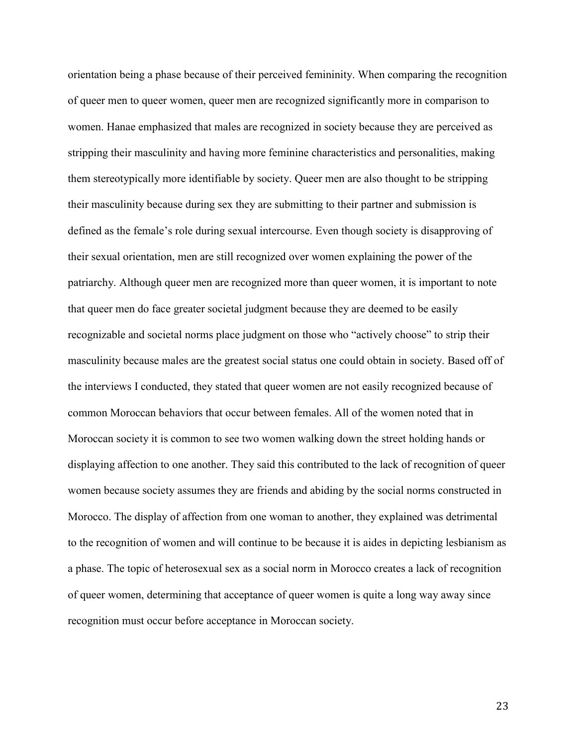orientation being a phase because of their perceived femininity. When comparing the recognition of queer men to queer women, queer men are recognized significantly more in comparison to women. Hanae emphasized that males are recognized in society because they are perceived as stripping their masculinity and having more feminine characteristics and personalities, making them stereotypically more identifiable by society. Queer men are also thought to be stripping their masculinity because during sex they are submitting to their partner and submission is defined as the female's role during sexual intercourse. Even though society is disapproving of their sexual orientation, men are still recognized over women explaining the power of the patriarchy. Although queer men are recognized more than queer women, it is important to note that queer men do face greater societal judgment because they are deemed to be easily recognizable and societal norms place judgment on those who "actively choose" to strip their masculinity because males are the greatest social status one could obtain in society. Based off of the interviews I conducted, they stated that queer women are not easily recognized because of common Moroccan behaviors that occur between females. All of the women noted that in Moroccan society it is common to see two women walking down the street holding hands or displaying affection to one another. They said this contributed to the lack of recognition of queer women because society assumes they are friends and abiding by the social norms constructed in Morocco. The display of affection from one woman to another, they explained was detrimental to the recognition of women and will continue to be because it is aides in depicting lesbianism as a phase. The topic of heterosexual sex as a social norm in Morocco creates a lack of recognition of queer women, determining that acceptance of queer women is quite a long way away since recognition must occur before acceptance in Moroccan society.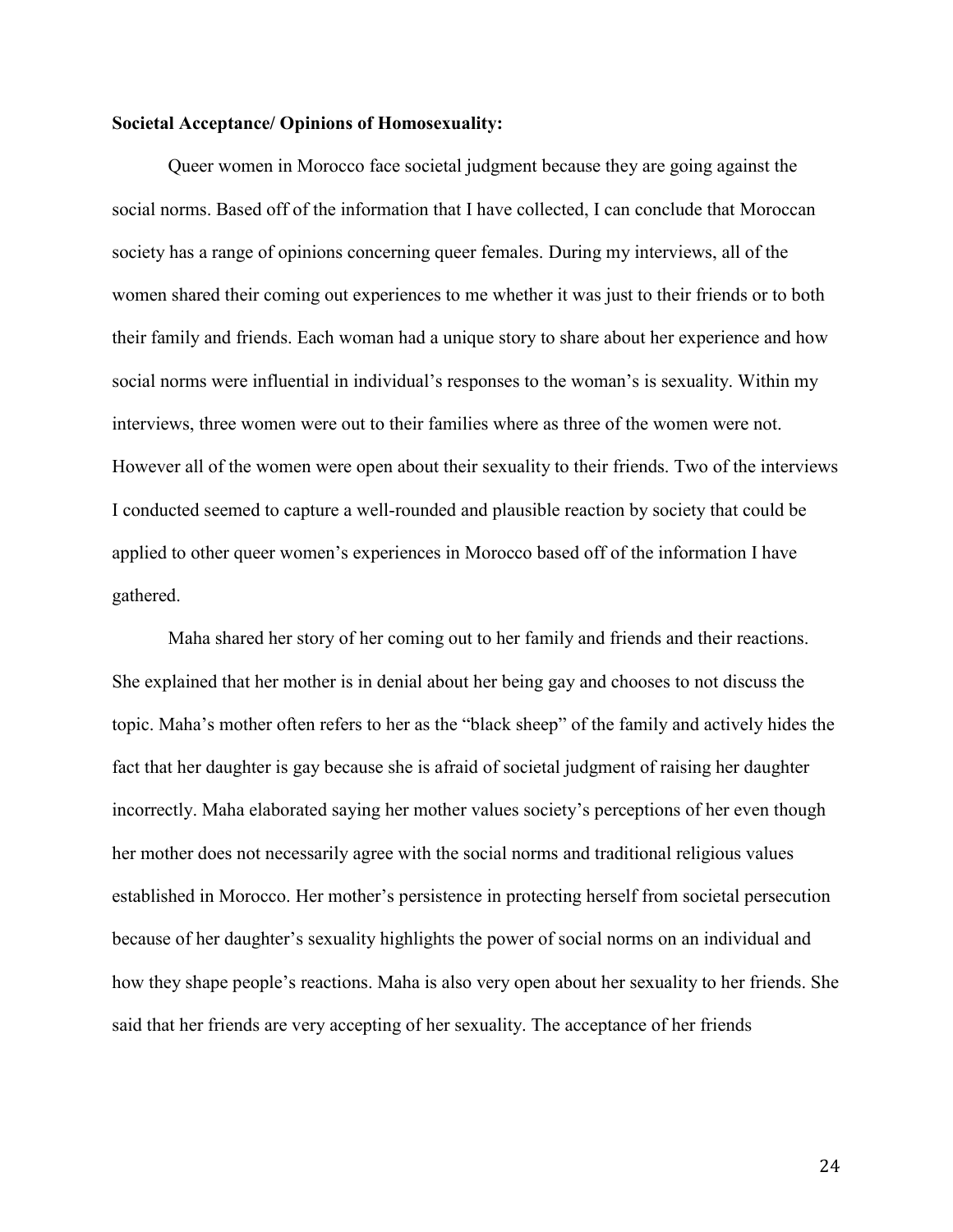**Societal Acceptance/ Opinions of Homosexuality:**

Queer women in Morocco face societal judgment because they are going against the social norms. Based off of the information that I have collected, I can conclude that Moroccan society has a range of opinions concerning queer females. During my interviews, all of the women shared their coming out experiences to me whether it was just to their friends or to both their family and friends. Each woman had a unique story to share about her experience and how social norms were influential in individual's responses to the woman's is sexuality. Within my interviews, three women were out to their families where as three of the women were not. However all of the women were open about their sexuality to their friends. Two of the interviews I conducted seemed to capture a well-rounded and plausible reaction by society that could be applied to other queer women's experiences in Morocco based off of the information I have gathered.

Maha shared her story of her coming out to her family and friends and their reactions. She explained that her mother is in denial about her being gay and chooses to not discuss the topic. Maha's mother often refers to her as the "black sheep" of the family and actively hides the fact that her daughter is gay because she is afraid of societal judgment of raising her daughter incorrectly. Maha elaborated saying her mother values society's perceptions of her even though her mother does not necessarily agree with the social norms and traditional religious values established in Morocco. Her mother's persistence in protecting herself from societal persecution because of her daughter's sexuality highlights the power of social norms on an individual and how they shape people's reactions. Maha is also very open about her sexuality to her friends. She said that her friends are very accepting of her sexuality. The acceptance of her friends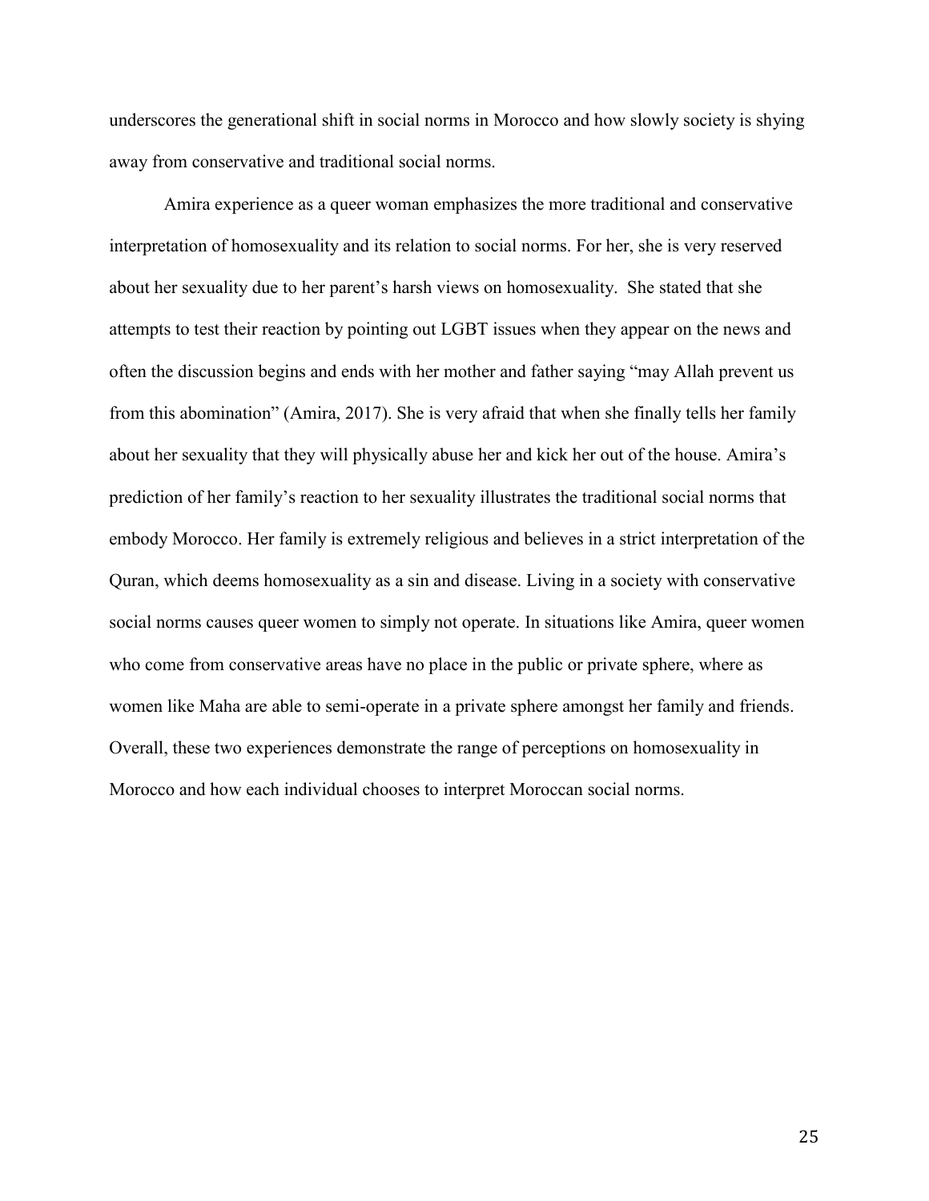underscores the generational shift in social norms in Morocco and how slowly society is shying away from conservative and traditional social norms.

Amira experience as a queer woman emphasizes the more traditional and conservative interpretation of homosexuality and its relation to social norms. For her, she is very reserved about her sexuality due to her parent's harsh views on homosexuality. She stated that she attempts to test their reaction by pointing out LGBT issues when they appear on the news and often the discussion begins and ends with her mother and father saying "may Allah prevent us from this abomination" (Amira, 2017). She is very afraid that when she finally tells her family about her sexuality that they will physically abuse her and kick her out of the house. Amira's prediction of her family's reaction to her sexuality illustrates the traditional social norms that embody Morocco. Her family is extremely religious and believes in a strict interpretation of the Quran, which deems homosexuality as a sin and disease. Living in a society with conservative social norms causes queer women to simply not operate. In situations like Amira, queer women who come from conservative areas have no place in the public or private sphere, where as women like Maha are able to semi-operate in a private sphere amongst her family and friends. Overall, these two experiences demonstrate the range of perceptions on homosexuality in Morocco and how each individual chooses to interpret Moroccan social norms.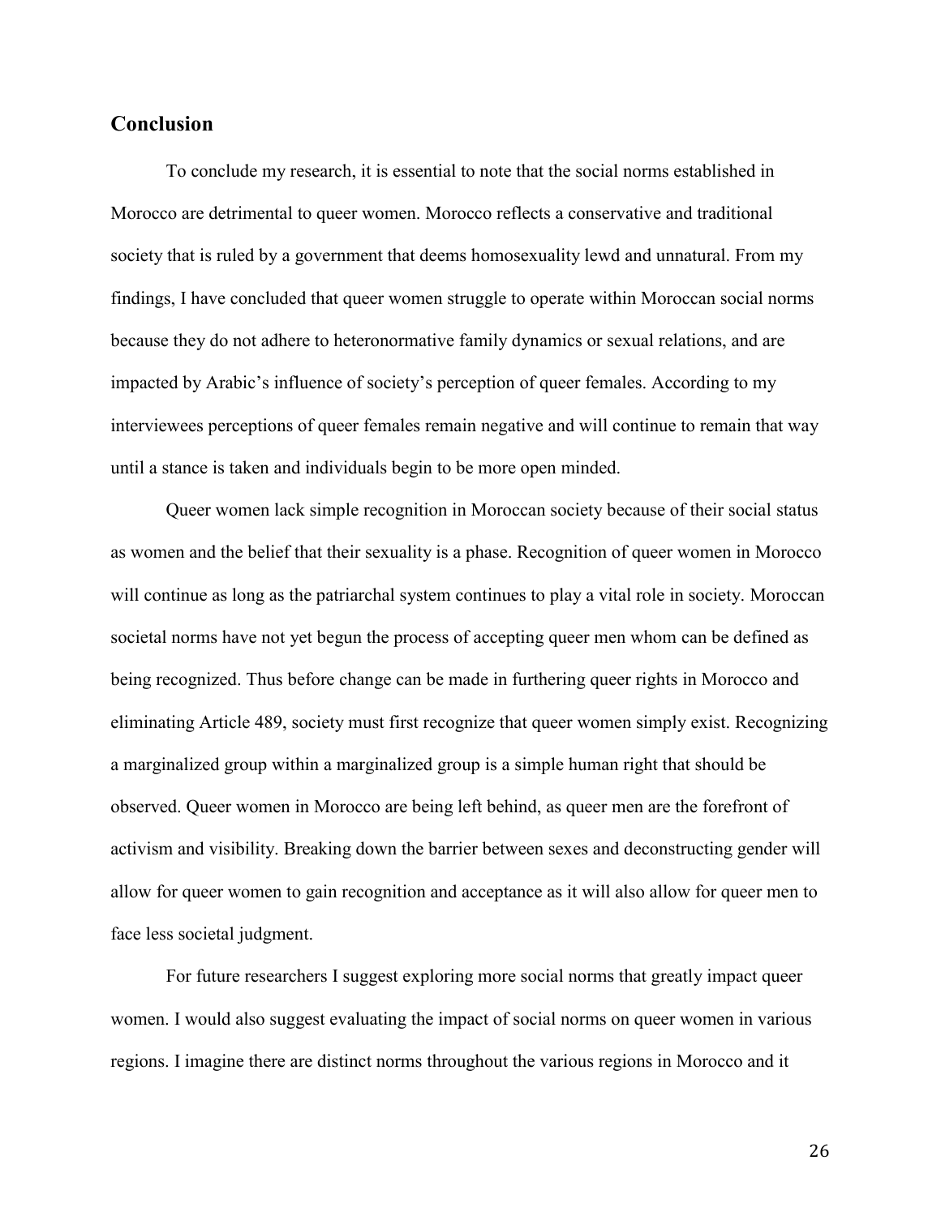## Conclusion

To conclude my research, it is essential to note that the social norms established in Morocco are detrimental to queer women. Morocco reflects a conservative and traditional society that is ruled by a government that deems homosexuality lewd and unnatural. From my findings, I have concluded that queer women struggle to operate within Moroccan social norms because they do not adhere to heteronormative family dynamics or sexual relations, and are impacted by Arabic's influence of society's perception of queer females. According to my interviewees perceptions of queer females remain negative and will continue to remain that way until a stance is taken and individuals begin to be more open minded.

Queer women lack simple recognition in Moroccan society because of their social status as women and the belief that their sexuality is a phase. Recognition of queer women in Morocco will continue as long as the patriarchal system continues to play a vital role in society. Moroccan societal norms have not yet begun the process of accepting queer men whom can be defined as being recognized. Thus before change can be made in furthering queer rights in Morocco and eliminating Article 489, society must first recognize that queer women simply exist. Recognizing a marginalized group within a marginalized group is a simple human right that should be observed. Queer women in Morocco are being left behind, as queer men are the forefront of activism and visibility. Breaking down the barrier between sexes and deconstructing gender will allow for queer women to gain recognition and acceptance as it will also allow for queer men to face less societal judgment.

For future researchers I suggest exploring more social norms that greatly impact queer women. I would also suggest evaluating the impact of social norms on queer women in various regions. I imagine there are distinct norms throughout the various regions in Morocco and it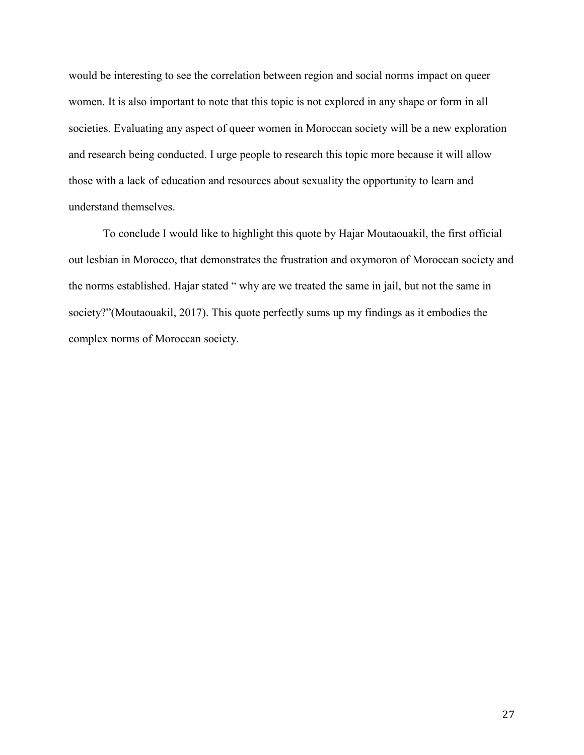would be interesting to see the correlation between region and social norms impact on queer women. It is also important to note that this topic is not explored in any shape or form in all societies. Evaluating any aspect of queer women in Moroccan society will be a new exploration and research being conducted. I urge people to research this topic more because it will allow those with a lack of education and resources about sexuality the opportunity to learn and understand themselves.

To conclude I would like to highlight this quote by Hajar Moutaouakil, the first official out lesbian in Morocco, that demonstrates the frustration and oxymoron of Moroccan society and the norms established. Hajar stated " why are we treated the same in jail, but not the same in society?"(Moutaouakil, 2017). This quote perfectly sums up my findings as it embodies the complex norms of Moroccan society.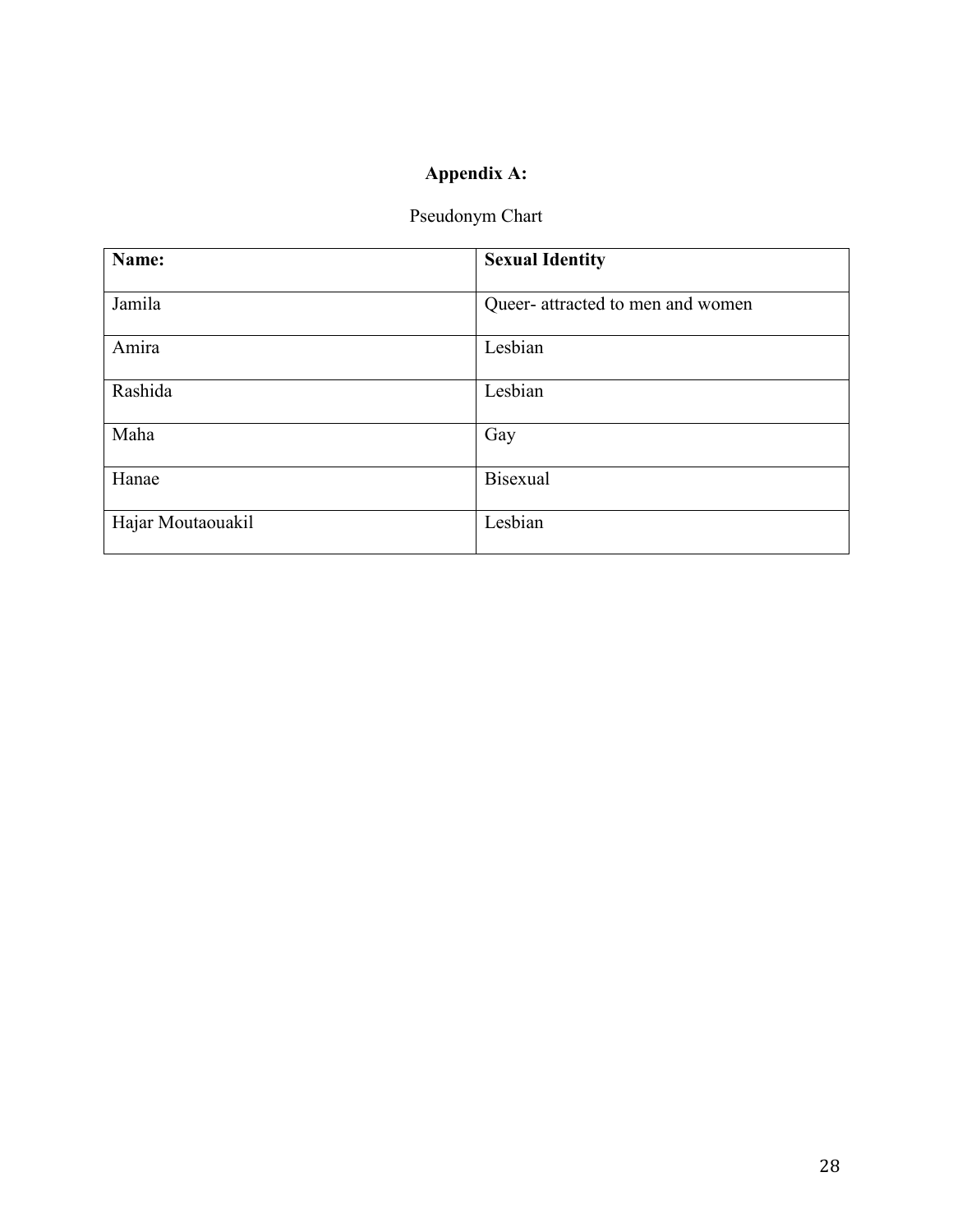# Appendix A:

Pseudonym Chart

| Name: | Sexual Identity |
| --- | --- |
| Jamila | Queer- attracted to men and women |
| Amira | Lesbian |
| Rashida | Lesbian |
| Maha | Gay |
| Hanae | Bisexual |
| Hajar Moutaouakil | Lesbian |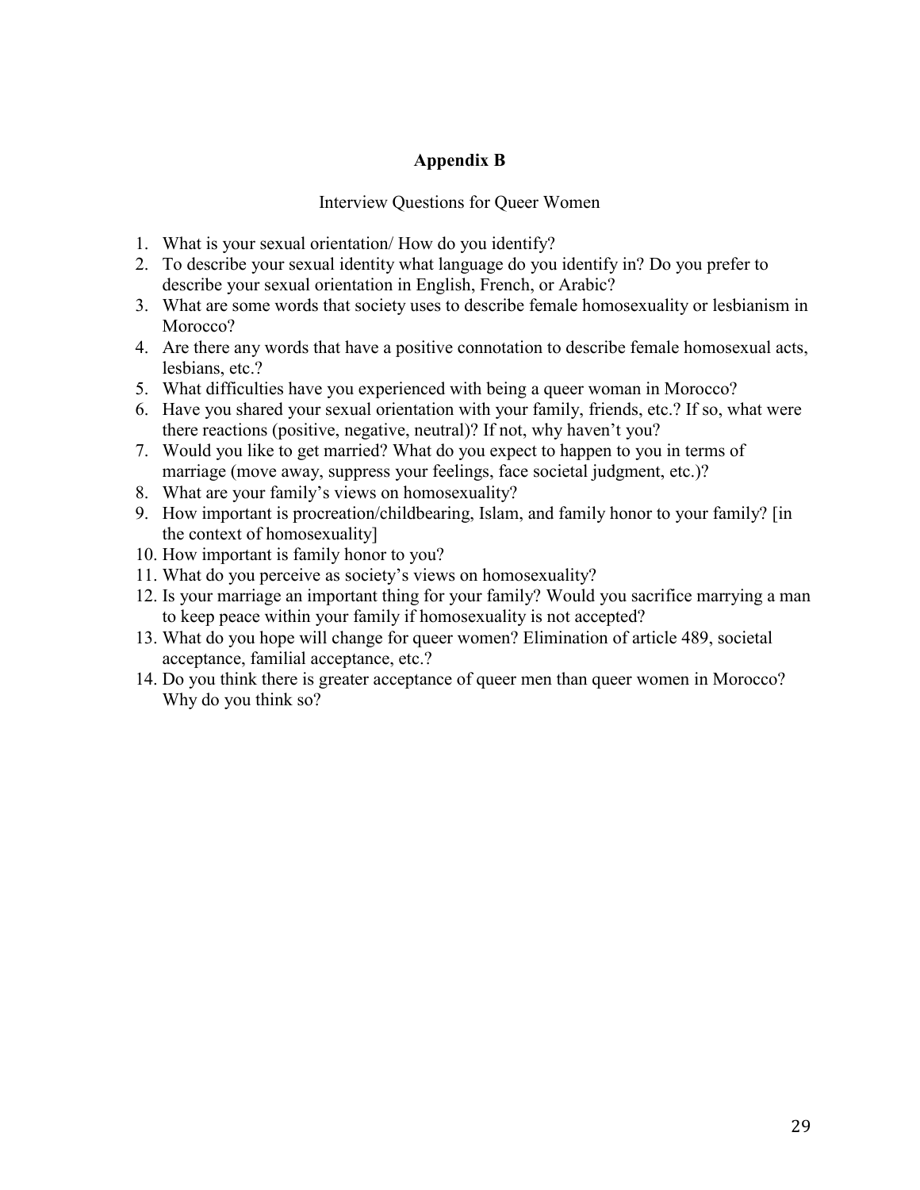## Appendix B

Interview Questions for Queer Women

1. What is your sexual orientation/ How do you identify?
2. To describe your sexual identity what language do you identify in? Do you prefer to describe your sexual orientation in English, French, or Arabic?
3. What are some words that society uses to describe female homosexuality or lesbianism in Morocco?
4. Are there any words that have a positive connotation to describe female homosexual acts, lesbians, etc.?
5. What difficulties have you experienced with being a queer woman in Morocco?
6. Have you shared your sexual orientation with your family, friends, etc.? If so, what were there reactions (positive, negative, neutral)? If not, why haven't you?
7. Would you like to get married? What do you expect to happen to you in terms of marriage (move away, suppress your feelings, face societal judgment, etc.)?
8. What are your family's views on homosexuality?
9. How important is procreation/childbearing, Islam, and family honor to your family? [in the context of homosexuality]
10. How important is family honor to you?
11. What do you perceive as society's views on homosexuality?
12. Is your marriage an important thing for your family? Would you sacrifice marrying a man to keep peace within your family if homosexuality is not accepted?
13. What do you hope will change for queer women? Elimination of article 489, societal acceptance, familial acceptance, etc.?
14. Do you think there is greater acceptance of queer men than queer women in Morocco? Why do you think so?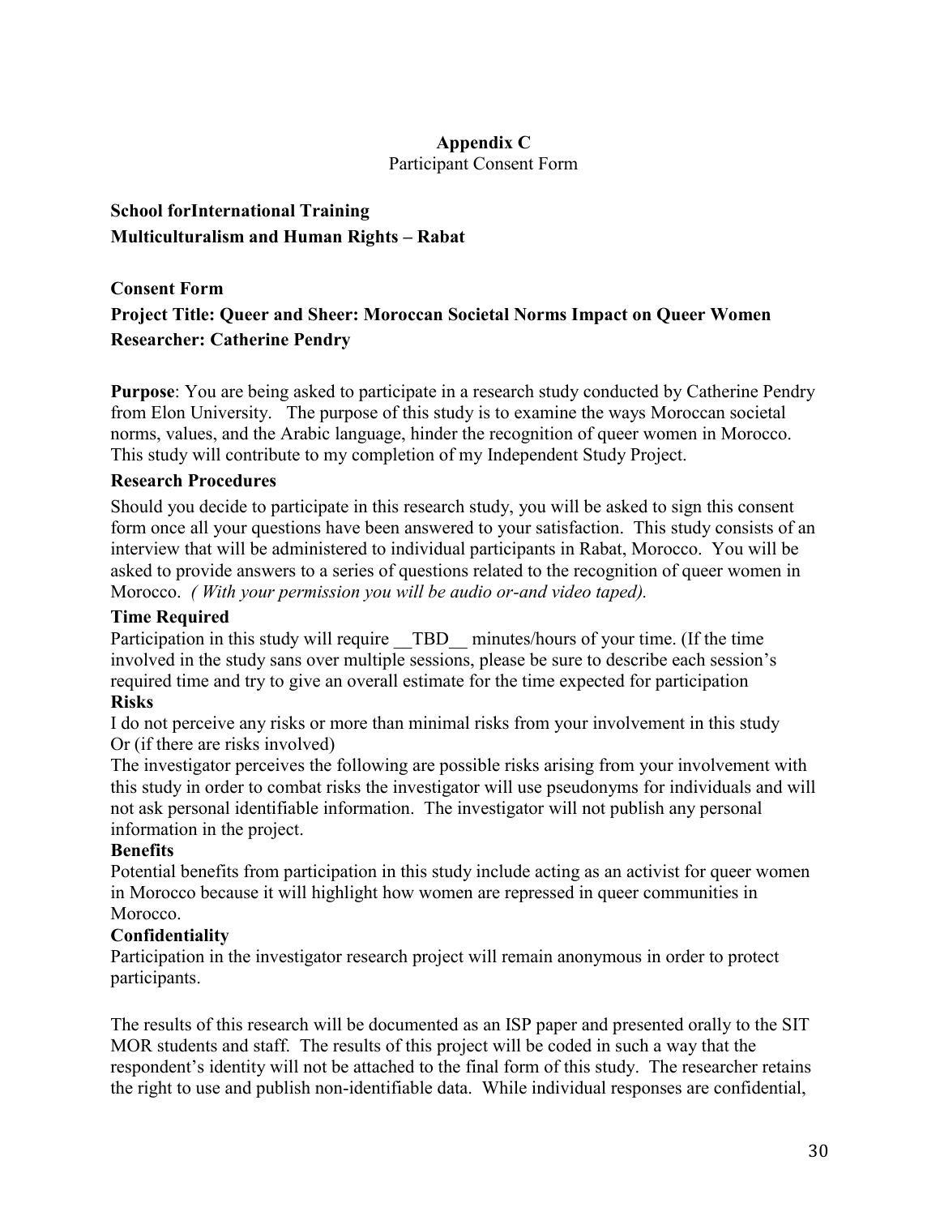**Appendix C**

Participant Consent Form

**School forInternational Training**
**Multiculturalism and Human Rights – Rabat**

**Consent Form**

**Project Title: Queer and Sheer: Moroccan Societal Norms Impact on Queer Women**
**Researcher: Catherine Pendry**

**Purpose**: You are being asked to participate in a research study conducted by Catherine Pendry from Elon University. The purpose of this study is to examine the ways Moroccan societal norms, values, and the Arabic language, hinder the recognition of queer women in Morocco. This study will contribute to my completion of my Independent Study Project.

**Research Procedures**

Should you decide to participate in this research study, you will be asked to sign this consent form once all your questions have been answered to your satisfaction. This study consists of an interview that will be administered to individual participants in Rabat, Morocco. You will be asked to provide answers to a series of questions related to the recognition of queer women in Morocco. *( With your permission you will be audio or-and video taped).*

**Time Required**

Participation in this study will require __TBD__ minutes/hours of your time. (If the time involved in the study sans over multiple sessions, please be sure to describe each session's required time and try to give an overall estimate for the time expected for participation

**Risks**

I do not perceive any risks or more than minimal risks from your involvement in this study
Or (if there are risks involved)
The investigator perceives the following are possible risks arising from your involvement with this study in order to combat risks the investigator will use pseudonyms for individuals and will not ask personal identifiable information. The investigator will not publish any personal information in the project.

**Benefits**

Potential benefits from participation in this study include acting as an activist for queer women in Morocco because it will highlight how women are repressed in queer communities in Morocco.

**Confidentiality**

Participation in the investigator research project will remain anonymous in order to protect participants.

The results of this research will be documented as an ISP paper and presented orally to the SIT MOR students and staff. The results of this project will be coded in such a way that the respondent's identity will not be attached to the final form of this study. The researcher retains the right to use and publish non-identifiable data. While individual responses are confidential,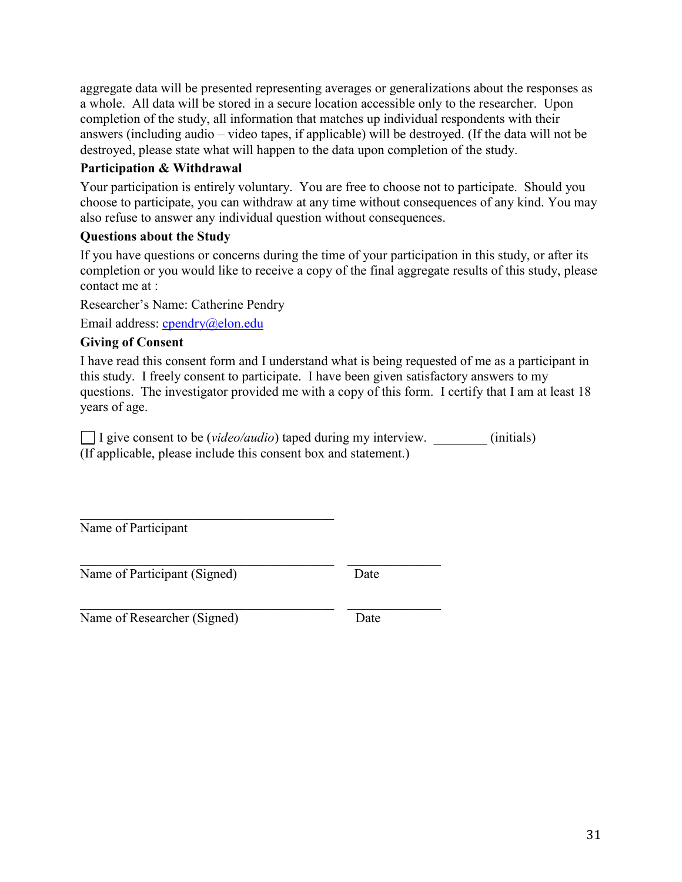aggregate data will be presented representing averages or generalizations about the responses as a whole. All data will be stored in a secure location accessible only to the researcher. Upon completion of the study, all information that matches up individual respondents with their answers (including audio – video tapes, if applicable) will be destroyed. (If the data will not be destroyed, please state what will happen to the data upon completion of the study.

**Participation & Withdrawal**

Your participation is entirely voluntary. You are free to choose not to participate. Should you choose to participate, you can withdraw at any time without consequences of any kind. You may also refuse to answer any individual question without consequences.

**Questions about the Study**

If you have questions or concerns during the time of your participation in this study, or after its completion or you would like to receive a copy of the final aggregate results of this study, please contact me at :

Researcher's Name: Catherine Pendry

Email address: cpendry@elon.edu

**Giving of Consent**

I have read this consent form and I understand what is being requested of me as a participant in this study. I freely consent to participate. I have been given satisfactory answers to my questions. The investigator provided me with a copy of this form. I certify that I am at least 18 years of age.

☐ I give consent to be (*video/audio*) taped during my interview. ________ (initials)
(If applicable, please include this consent box and statement.)

______________________________________
Name of Participant

______________________________________ ______________
Name of Participant (Signed) Date

______________________________________ ______________
Name of Researcher (Signed) Date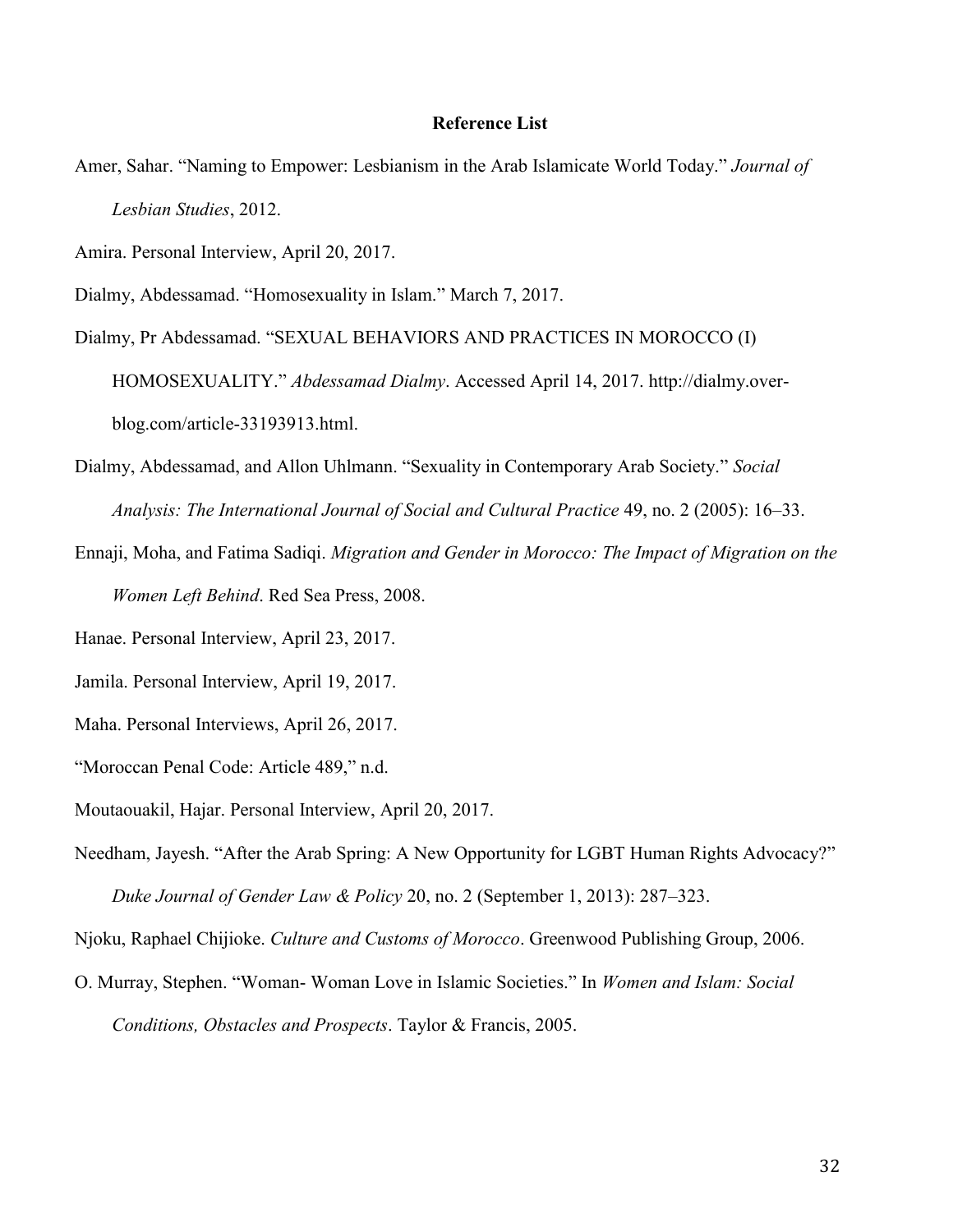# Reference List

Amer, Sahar. "Naming to Empower: Lesbianism in the Arab Islamicate World Today." *Journal of Lesbian Studies*, 2012.

Amira. Personal Interview, April 20, 2017.

Dialmy, Abdessamad. "Homosexuality in Islam." March 7, 2017.

Dialmy, Pr Abdessamad. "SEXUAL BEHAVIORS AND PRACTICES IN MOROCCO (I) HOMOSEXUALITY." *Abdessamad Dialmy*. Accessed April 14, 2017. http://dialmy.over-blog.com/article-33193913.html.

Dialmy, Abdessamad, and Allon Uhlmann. "Sexuality in Contemporary Arab Society." *Social Analysis: The International Journal of Social and Cultural Practice* 49, no. 2 (2005): 16–33.

Ennaji, Moha, and Fatima Sadiqi. *Migration and Gender in Morocco: The Impact of Migration on the Women Left Behind*. Red Sea Press, 2008.

Hanae. Personal Interview, April 23, 2017.

Jamila. Personal Interview, April 19, 2017.

Maha. Personal Interviews, April 26, 2017.

"Moroccan Penal Code: Article 489," n.d.

Moutaouakil, Hajar. Personal Interview, April 20, 2017.

Needham, Jayesh. "After the Arab Spring: A New Opportunity for LGBT Human Rights Advocacy?" *Duke Journal of Gender Law & Policy* 20, no. 2 (September 1, 2013): 287–323.

Njoku, Raphael Chijioke. *Culture and Customs of Morocco*. Greenwood Publishing Group, 2006.

O. Murray, Stephen. "Woman- Woman Love in Islamic Societies." In *Women and Islam: Social Conditions, Obstacles and Prospects*. Taylor & Francis, 2005.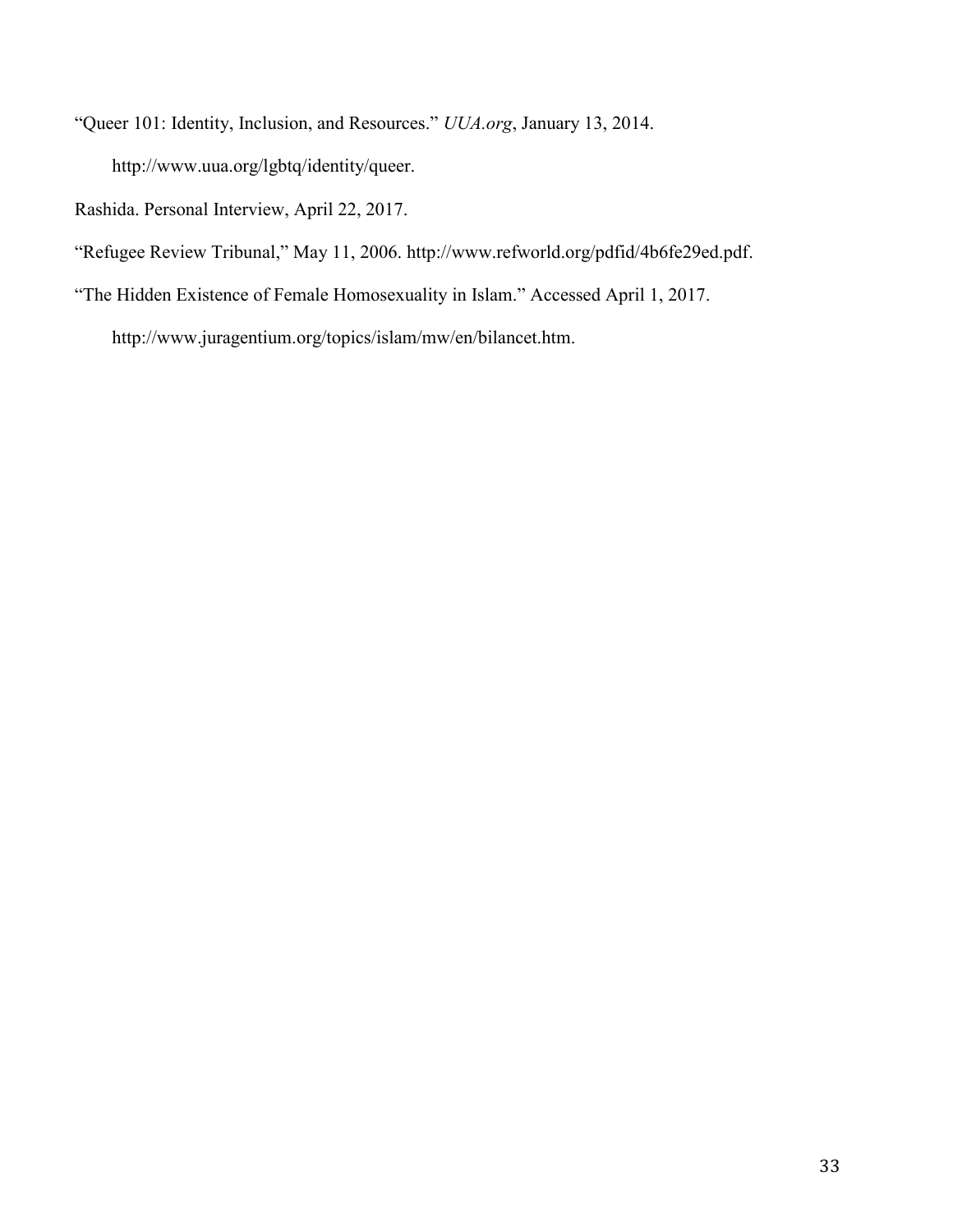"Queer 101: Identity, Inclusion, and Resources." *UUA.org*, January 13, 2014. http://www.uua.org/lgbtq/identity/queer.

Rashida. Personal Interview, April 22, 2017.

"Refugee Review Tribunal," May 11, 2006. http://www.refworld.org/pdfid/4b6fe29ed.pdf.

"The Hidden Existence of Female Homosexuality in Islam." Accessed April 1, 2017. http://www.juragentium.org/topics/islam/mw/en/bilancet.htm.